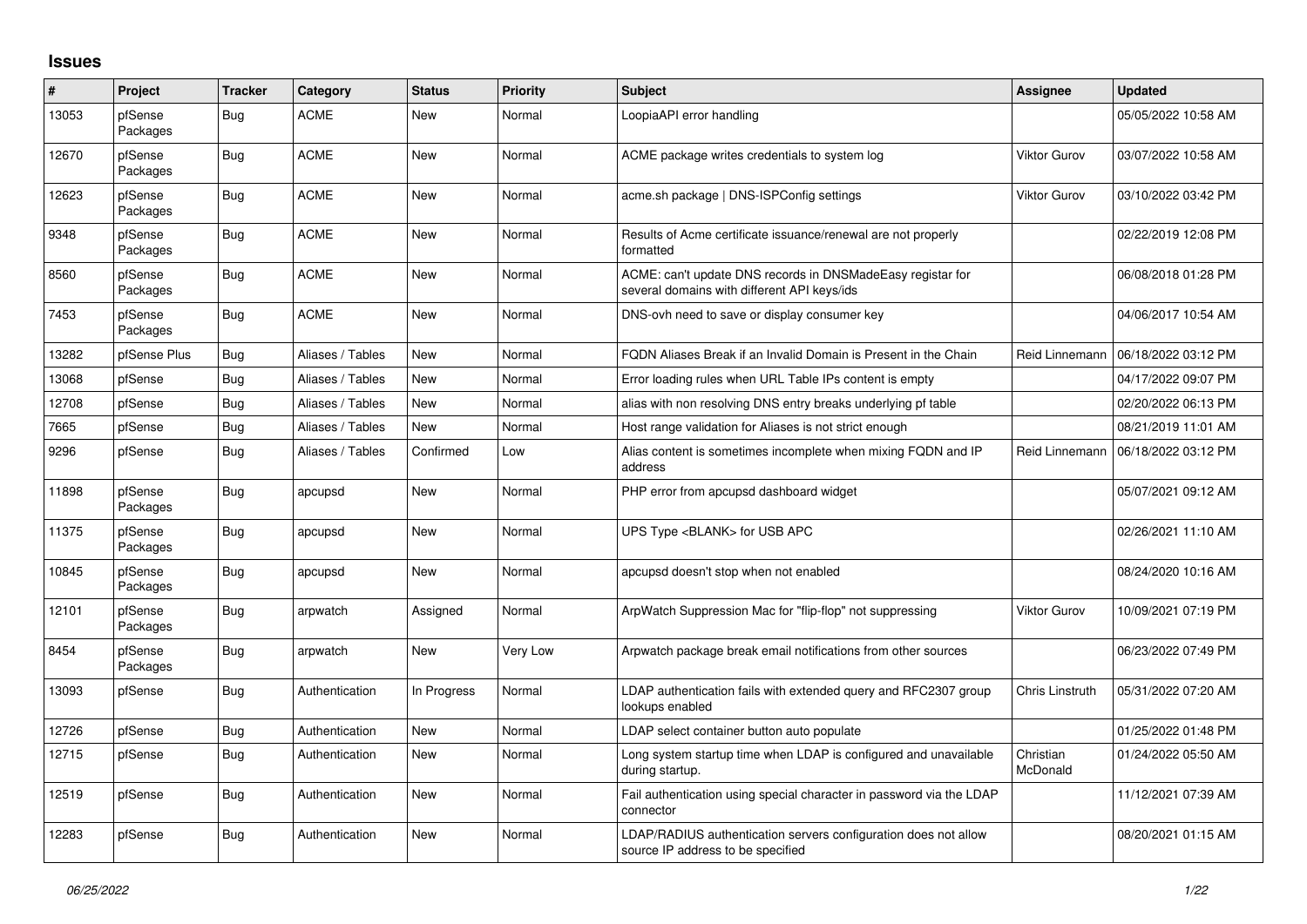## Issues

| # | Project | Tracker | Category | Status | Priority | Subject | Assignee | Updated |
|---|---|---|---|---|---|---|---|---|
| 13053 | pfSense Packages | Bug | ACME | New | Normal | LoopiaAPI error handling | | 05/05/2022 10:58 AM |
| 12670 | pfSense Packages | Bug | ACME | New | Normal | ACME package writes credentials to system log | Viktor Gurov | 03/07/2022 10:58 AM |
| 12623 | pfSense Packages | Bug | ACME | New | Normal | acme.sh package \| DNS-ISPConfig settings | Viktor Gurov | 03/10/2022 03:42 PM |
| 9348 | pfSense Packages | Bug | ACME | New | Normal | Results of Acme certificate issuance/renewal are not properly formatted | | 02/22/2019 12:08 PM |
| 8560 | pfSense Packages | Bug | ACME | New | Normal | ACME: can't update DNS records in DNSMadeEasy registar for several domains with different API keys/ids | | 06/08/2018 01:28 PM |
| 7453 | pfSense Packages | Bug | ACME | New | Normal | DNS-ovh need to save or display consumer key | | 04/06/2017 10:54 AM |
| 13282 | pfSense Plus | Bug | Aliases / Tables | New | Normal | FQDN Aliases Break if an Invalid Domain is Present in the Chain | Reid Linnemann | 06/18/2022 03:12 PM |
| 13068 | pfSense | Bug | Aliases / Tables | New | Normal | Error loading rules when URL Table IPs content is empty | | 04/17/2022 09:07 PM |
| 12708 | pfSense | Bug | Aliases / Tables | New | Normal | alias with non resolving DNS entry breaks underlying pf table | | 02/20/2022 06:13 PM |
| 7665 | pfSense | Bug | Aliases / Tables | New | Normal | Host range validation for Aliases is not strict enough | | 08/21/2019 11:01 AM |
| 9296 | pfSense | Bug | Aliases / Tables | Confirmed | Low | Alias content is sometimes incomplete when mixing FQDN and IP address | Reid Linnemann | 06/18/2022 03:12 PM |
| 11898 | pfSense Packages | Bug | apcupsd | New | Normal | PHP error from apcupsd dashboard widget | | 05/07/2021 09:12 AM |
| 11375 | pfSense Packages | Bug | apcupsd | New | Normal | UPS Type <BLANK> for USB APC | | 02/26/2021 11:10 AM |
| 10845 | pfSense Packages | Bug | apcupsd | New | Normal | apcupsd doesn't stop when not enabled | | 08/24/2020 10:16 AM |
| 12101 | pfSense Packages | Bug | arpwatch | Assigned | Normal | ArpWatch Suppression Mac for "flip-flop" not suppressing | Viktor Gurov | 10/09/2021 07:19 PM |
| 8454 | pfSense Packages | Bug | arpwatch | New | Very Low | Arpwatch package break email notifications from other sources | | 06/23/2022 07:49 PM |
| 13093 | pfSense | Bug | Authentication | In Progress | Normal | LDAP authentication fails with extended query and RFC2307 group lookups enabled | Chris Linstruth | 05/31/2022 07:20 AM |
| 12726 | pfSense | Bug | Authentication | New | Normal | LDAP select container button auto populate | | 01/25/2022 01:48 PM |
| 12715 | pfSense | Bug | Authentication | New | Normal | Long system startup time when LDAP is configured and unavailable during startup. | Christian McDonald | 01/24/2022 05:50 AM |
| 12519 | pfSense | Bug | Authentication | New | Normal | Fail authentication using special character in password via the LDAP connector | | 11/12/2021 07:39 AM |
| 12283 | pfSense | Bug | Authentication | New | Normal | LDAP/RADIUS authentication servers configuration does not allow source IP address to be specified | | 08/20/2021 01:15 AM |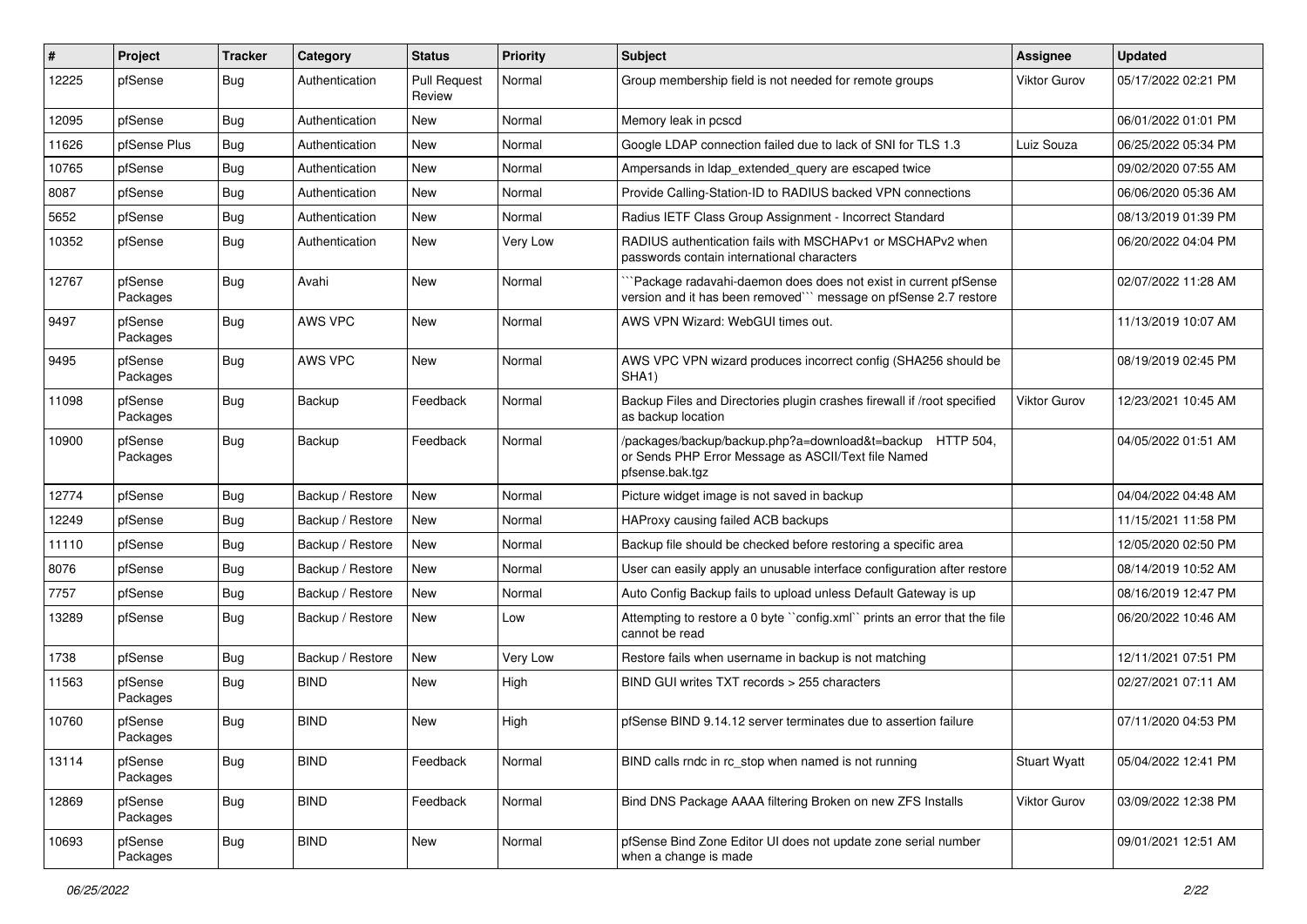| # | Project | Tracker | Category | Status | Priority | Subject | Assignee | Updated |
|---|---|---|---|---|---|---|---|---|
| 12225 | pfSense | Bug | Authentication | Pull Request Review | Normal | Group membership field is not needed for remote groups | Viktor Gurov | 05/17/2022 02:21 PM |
| 12095 | pfSense | Bug | Authentication | New | Normal | Memory leak in pcscd | | 06/01/2022 01:01 PM |
| 11626 | pfSense Plus | Bug | Authentication | New | Normal | Google LDAP connection failed due to lack of SNI for TLS 1.3 | Luiz Souza | 06/25/2022 05:34 PM |
| 10765 | pfSense | Bug | Authentication | New | Normal | Ampersands in ldap_extended_query are escaped twice | | 09/02/2020 07:55 AM |
| 8087 | pfSense | Bug | Authentication | New | Normal | Provide Calling-Station-ID to RADIUS backed VPN connections | | 06/06/2020 05:36 AM |
| 5652 | pfSense | Bug | Authentication | New | Normal | Radius IETF Class Group Assignment - Incorrect Standard | | 08/13/2019 01:39 PM |
| 10352 | pfSense | Bug | Authentication | New | Very Low | RADIUS authentication fails with MSCHAPv1 or MSCHAPv2 when passwords contain international characters | | 06/20/2022 04:04 PM |
| 12767 | pfSense Packages | Bug | Avahi | New | Normal | ```Package radavahi-daemon does does not exist in current pfSense version and it has been removed``` message on pfSense 2.7 restore | | 02/07/2022 11:28 AM |
| 9497 | pfSense Packages | Bug | AWS VPC | New | Normal | AWS VPN Wizard: WebGUI times out. | | 11/13/2019 10:07 AM |
| 9495 | pfSense Packages | Bug | AWS VPC | New | Normal | AWS VPC VPN wizard produces incorrect config (SHA256 should be SHA1) | | 08/19/2019 02:45 PM |
| 11098 | pfSense Packages | Bug | Backup | Feedback | Normal | Backup Files and Directories plugin crashes firewall if /root specified as backup location | Viktor Gurov | 12/23/2021 10:45 AM |
| 10900 | pfSense Packages | Bug | Backup | Feedback | Normal | /packages/backup/backup.php?a=download&t=backup HTTP 504, or Sends PHP Error Message as ASCII/Text file Named pfsense.bak.tgz | | 04/05/2022 01:51 AM |
| 12774 | pfSense | Bug | Backup / Restore | New | Normal | Picture widget image is not saved in backup | | 04/04/2022 04:48 AM |
| 12249 | pfSense | Bug | Backup / Restore | New | Normal | HAProxy causing failed ACB backups | | 11/15/2021 11:58 PM |
| 11110 | pfSense | Bug | Backup / Restore | New | Normal | Backup file should be checked before restoring a specific area | | 12/05/2020 02:50 PM |
| 8076 | pfSense | Bug | Backup / Restore | New | Normal | User can easily apply an unusable interface configuration after restore | | 08/14/2019 10:52 AM |
| 7757 | pfSense | Bug | Backup / Restore | New | Normal | Auto Config Backup fails to upload unless Default Gateway is up | | 08/16/2019 12:47 PM |
| 13289 | pfSense | Bug | Backup / Restore | New | Low | Attempting to restore a 0 byte ``config.xml`` prints an error that the file cannot be read | | 06/20/2022 10:46 AM |
| 1738 | pfSense | Bug | Backup / Restore | New | Very Low | Restore fails when username in backup is not matching | | 12/11/2021 07:51 PM |
| 11563 | pfSense Packages | Bug | BIND | New | High | BIND GUI writes TXT records > 255 characters | | 02/27/2021 07:11 AM |
| 10760 | pfSense Packages | Bug | BIND | New | High | pfSense BIND 9.14.12 server terminates due to assertion failure | | 07/11/2020 04:53 PM |
| 13114 | pfSense Packages | Bug | BIND | Feedback | Normal | BIND calls rndc in rc_stop when named is not running | Stuart Wyatt | 05/04/2022 12:41 PM |
| 12869 | pfSense Packages | Bug | BIND | Feedback | Normal | Bind DNS Package AAAA filtering Broken on new ZFS Installs | Viktor Gurov | 03/09/2022 12:38 PM |
| 10693 | pfSense Packages | Bug | BIND | New | Normal | pfSense Bind Zone Editor UI does not update zone serial number when a change is made | | 09/01/2021 12:51 AM |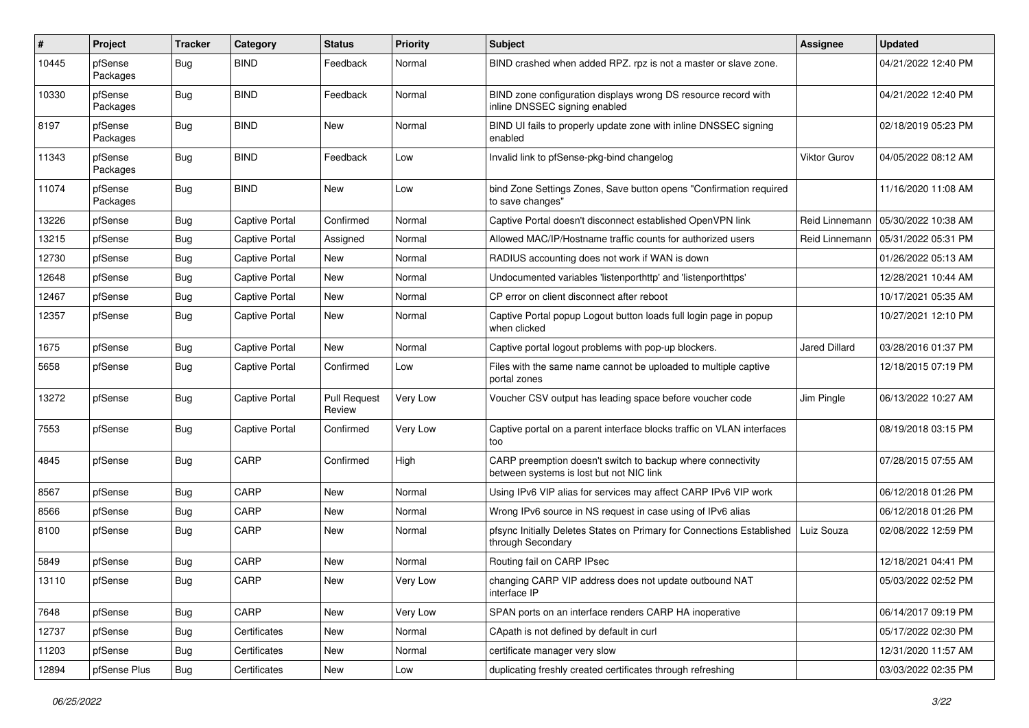| # | Project | Tracker | Category | Status | Priority | Subject | Assignee | Updated |
|---|---|---|---|---|---|---|---|---|
| 10445 | pfSense Packages | Bug | BIND | Feedback | Normal | BIND crashed when added RPZ. rpz is not a master or slave zone. | | 04/21/2022 12:40 PM |
| 10330 | pfSense Packages | Bug | BIND | Feedback | Normal | BIND zone configuration displays wrong DS resource record with inline DNSSEC signing enabled | | 04/21/2022 12:40 PM |
| 8197 | pfSense Packages | Bug | BIND | New | Normal | BIND UI fails to properly update zone with inline DNSSEC signing enabled | | 02/18/2019 05:23 PM |
| 11343 | pfSense Packages | Bug | BIND | Feedback | Low | Invalid link to pfSense-pkg-bind changelog | Viktor Gurov | 04/05/2022 08:12 AM |
| 11074 | pfSense Packages | Bug | BIND | New | Low | bind Zone Settings Zones, Save button opens "Confirmation required to save changes" | | 11/16/2020 11:08 AM |
| 13226 | pfSense | Bug | Captive Portal | Confirmed | Normal | Captive Portal doesn't disconnect established OpenVPN link | Reid Linnemann | 05/30/2022 10:38 AM |
| 13215 | pfSense | Bug | Captive Portal | Assigned | Normal | Allowed MAC/IP/Hostname traffic counts for authorized users | Reid Linnemann | 05/31/2022 05:31 PM |
| 12730 | pfSense | Bug | Captive Portal | New | Normal | RADIUS accounting does not work if WAN is down | | 01/26/2022 05:13 AM |
| 12648 | pfSense | Bug | Captive Portal | New | Normal | Undocumented variables 'listenporthttp' and 'listenporthttps' | | 12/28/2021 10:44 AM |
| 12467 | pfSense | Bug | Captive Portal | New | Normal | CP error on client disconnect after reboot | | 10/17/2021 05:35 AM |
| 12357 | pfSense | Bug | Captive Portal | New | Normal | Captive Portal popup Logout button loads full login page in popup when clicked | | 10/27/2021 12:10 PM |
| 1675 | pfSense | Bug | Captive Portal | New | Normal | Captive portal logout problems with pop-up blockers. | Jared Dillard | 03/28/2016 01:37 PM |
| 5658 | pfSense | Bug | Captive Portal | Confirmed | Low | Files with the same name cannot be uploaded to multiple captive portal zones | | 12/18/2015 07:19 PM |
| 13272 | pfSense | Bug | Captive Portal | Pull Request Review | Very Low | Voucher CSV output has leading space before voucher code | Jim Pingle | 06/13/2022 10:27 AM |
| 7553 | pfSense | Bug | Captive Portal | Confirmed | Very Low | Captive portal on a parent interface blocks traffic on VLAN interfaces too | | 08/19/2018 03:15 PM |
| 4845 | pfSense | Bug | CARP | Confirmed | High | CARP preemption doesn't switch to backup where connectivity between systems is lost but not NIC link | | 07/28/2015 07:55 AM |
| 8567 | pfSense | Bug | CARP | New | Normal | Using IPv6 VIP alias for services may affect CARP IPv6 VIP work | | 06/12/2018 01:26 PM |
| 8566 | pfSense | Bug | CARP | New | Normal | Wrong IPv6 source in NS request in case using of IPv6 alias | | 06/12/2018 01:26 PM |
| 8100 | pfSense | Bug | CARP | New | Normal | pfsync Initially Deletes States on Primary for Connections Established through Secondary | Luiz Souza | 02/08/2022 12:59 PM |
| 5849 | pfSense | Bug | CARP | New | Normal | Routing fail on CARP IPsec | | 12/18/2021 04:41 PM |
| 13110 | pfSense | Bug | CARP | New | Very Low | changing CARP VIP address does not update outbound NAT interface IP | | 05/03/2022 02:52 PM |
| 7648 | pfSense | Bug | CARP | New | Very Low | SPAN ports on an interface renders CARP HA inoperative | | 06/14/2017 09:19 PM |
| 12737 | pfSense | Bug | Certificates | New | Normal | CApath is not defined by default in curl | | 05/17/2022 02:30 PM |
| 11203 | pfSense | Bug | Certificates | New | Normal | certificate manager very slow | | 12/31/2020 11:57 AM |
| 12894 | pfSense Plus | Bug | Certificates | New | Low | duplicating freshly created certificates through refreshing | | 03/03/2022 02:35 PM |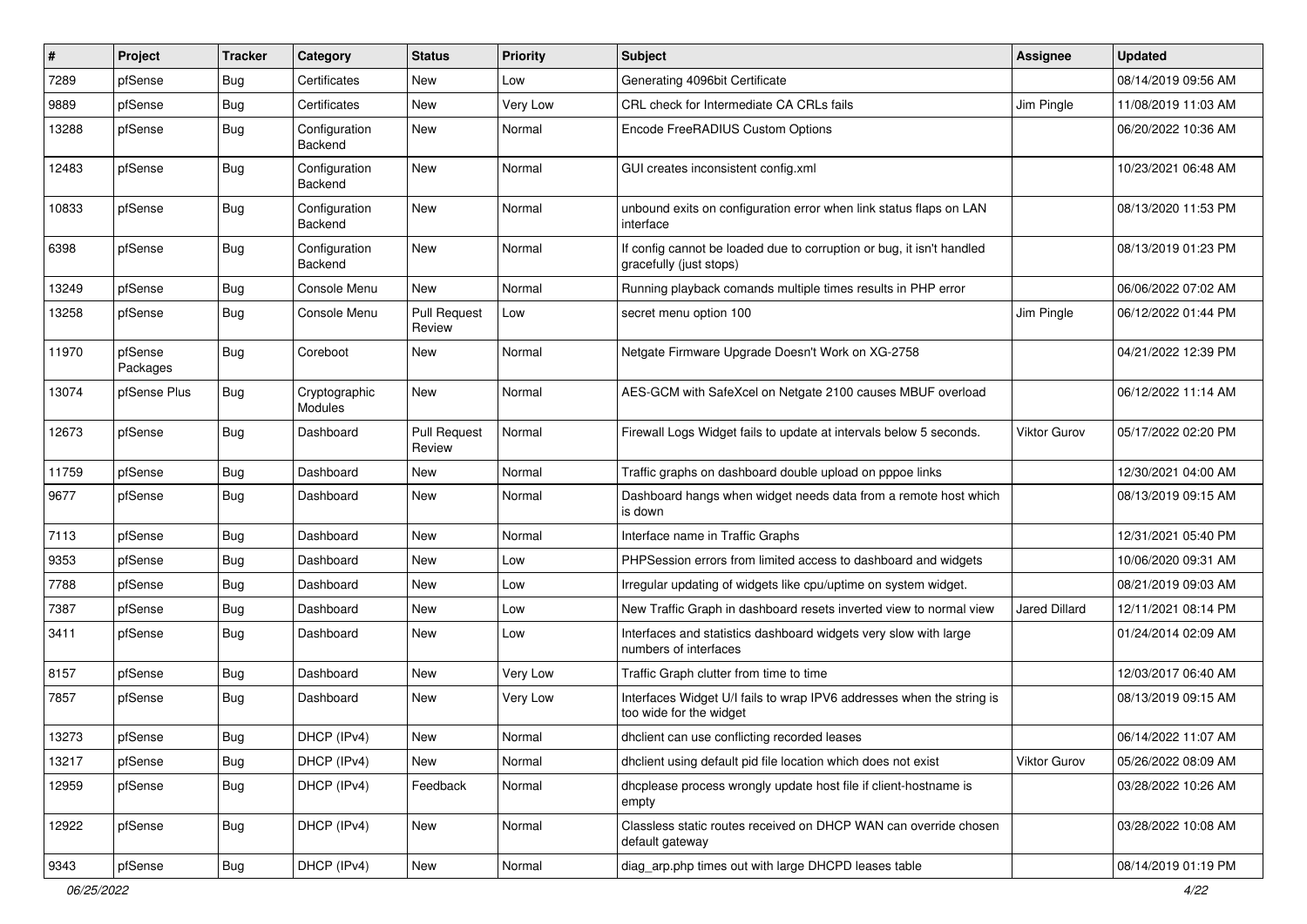| # | Project | Tracker | Category | Status | Priority | Subject | Assignee | Updated |
|---|---|---|---|---|---|---|---|---|
| 7289 | pfSense | Bug | Certificates | New | Low | Generating 4096bit Certificate | | 08/14/2019 09:56 AM |
| 9889 | pfSense | Bug | Certificates | New | Very Low | CRL check for Intermediate CA CRLs fails | Jim Pingle | 11/08/2019 11:03 AM |
| 13288 | pfSense | Bug | Configuration Backend | New | Normal | Encode FreeRADIUS Custom Options | | 06/20/2022 10:36 AM |
| 12483 | pfSense | Bug | Configuration Backend | New | Normal | GUI creates inconsistent config.xml | | 10/23/2021 06:48 AM |
| 10833 | pfSense | Bug | Configuration Backend | New | Normal | unbound exits on configuration error when link status flaps on LAN interface | | 08/13/2020 11:53 PM |
| 6398 | pfSense | Bug | Configuration Backend | New | Normal | If config cannot be loaded due to corruption or bug, it isn't handled gracefully (just stops) | | 08/13/2019 01:23 PM |
| 13249 | pfSense | Bug | Console Menu | New | Normal | Running playback comands multiple times results in PHP error | | 06/06/2022 07:02 AM |
| 13258 | pfSense | Bug | Console Menu | Pull Request Review | Low | secret menu option 100 | Jim Pingle | 06/12/2022 01:44 PM |
| 11970 | pfSense Packages | Bug | Coreboot | New | Normal | Netgate Firmware Upgrade Doesn't Work on XG-2758 | | 04/21/2022 12:39 PM |
| 13074 | pfSense Plus | Bug | Cryptographic Modules | New | Normal | AES-GCM with SafeXcel on Netgate 2100 causes MBUF overload | | 06/12/2022 11:14 AM |
| 12673 | pfSense | Bug | Dashboard | Pull Request Review | Normal | Firewall Logs Widget fails to update at intervals below 5 seconds. | Viktor Gurov | 05/17/2022 02:20 PM |
| 11759 | pfSense | Bug | Dashboard | New | Normal | Traffic graphs on dashboard double upload on pppoe links | | 12/30/2021 04:00 AM |
| 9677 | pfSense | Bug | Dashboard | New | Normal | Dashboard hangs when widget needs data from a remote host which is down | | 08/13/2019 09:15 AM |
| 7113 | pfSense | Bug | Dashboard | New | Normal | Interface name in Traffic Graphs | | 12/31/2021 05:40 PM |
| 9353 | pfSense | Bug | Dashboard | New | Low | PHPSession errors from limited access to dashboard and widgets | | 10/06/2020 09:31 AM |
| 7788 | pfSense | Bug | Dashboard | New | Low | Irregular updating of widgets like cpu/uptime on system widget. | | 08/21/2019 09:03 AM |
| 7387 | pfSense | Bug | Dashboard | New | Low | New Traffic Graph in dashboard resets inverted view to normal view | Jared Dillard | 12/11/2021 08:14 PM |
| 3411 | pfSense | Bug | Dashboard | New | Low | Interfaces and statistics dashboard widgets very slow with large numbers of interfaces | | 01/24/2014 02:09 AM |
| 8157 | pfSense | Bug | Dashboard | New | Very Low | Traffic Graph clutter from time to time | | 12/03/2017 06:40 AM |
| 7857 | pfSense | Bug | Dashboard | New | Very Low | Interfaces Widget U/I fails to wrap IPV6 addresses when the string is too wide for the widget | | 08/13/2019 09:15 AM |
| 13273 | pfSense | Bug | DHCP (IPv4) | New | Normal | dhclient can use conflicting recorded leases | | 06/14/2022 11:07 AM |
| 13217 | pfSense | Bug | DHCP (IPv4) | New | Normal | dhclient using default pid file location which does not exist | Viktor Gurov | 05/26/2022 08:09 AM |
| 12959 | pfSense | Bug | DHCP (IPv4) | Feedback | Normal | dhcplease process wrongly update host file if client-hostname is empty | | 03/28/2022 10:26 AM |
| 12922 | pfSense | Bug | DHCP (IPv4) | New | Normal | Classless static routes received on DHCP WAN can override chosen default gateway | | 03/28/2022 10:08 AM |
| 9343 | pfSense | Bug | DHCP (IPv4) | New | Normal | diag_arp.php times out with large DHCPD leases table | | 08/14/2019 01:19 PM |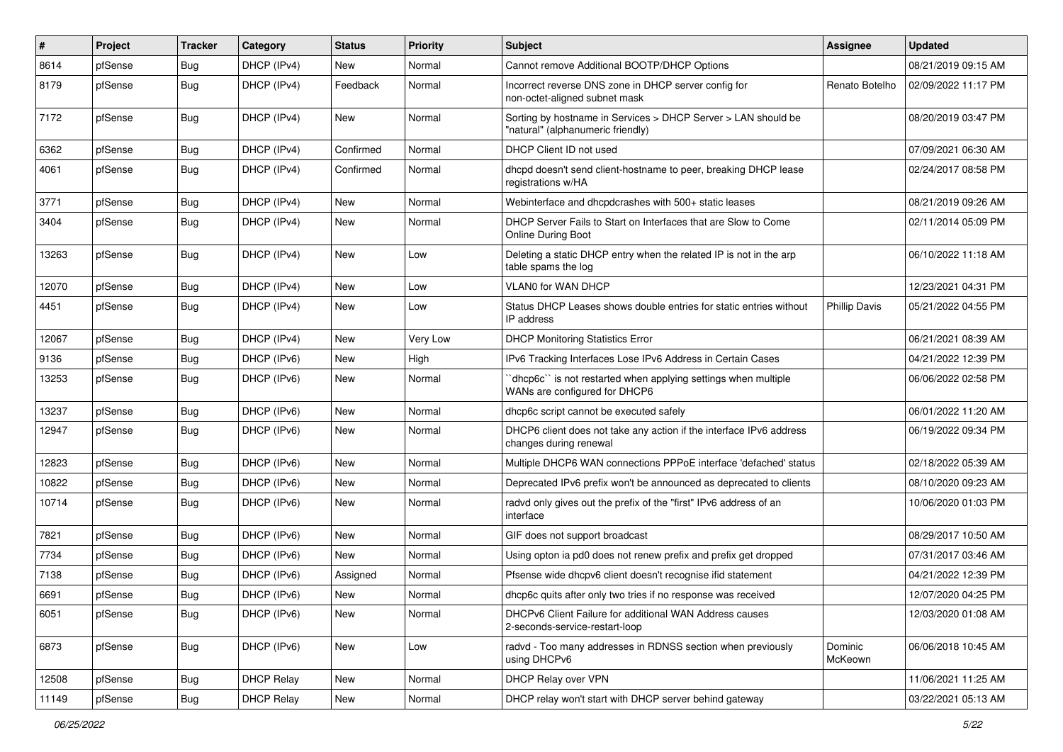| # | Project | Tracker | Category | Status | Priority | Subject | Assignee | Updated |
|---|---|---|---|---|---|---|---|---|
| 8614 | pfSense | Bug | DHCP (IPv4) | New | Normal | Cannot remove Additional BOOTP/DHCP Options | | 08/21/2019 09:15 AM |
| 8179 | pfSense | Bug | DHCP (IPv4) | Feedback | Normal | Incorrect reverse DNS zone in DHCP server config for non-octet-aligned subnet mask | Renato Botelho | 02/09/2022 11:17 PM |
| 7172 | pfSense | Bug | DHCP (IPv4) | New | Normal | Sorting by hostname in Services > DHCP Server > LAN should be "natural" (alphanumeric friendly) | | 08/20/2019 03:47 PM |
| 6362 | pfSense | Bug | DHCP (IPv4) | Confirmed | Normal | DHCP Client ID not used | | 07/09/2021 06:30 AM |
| 4061 | pfSense | Bug | DHCP (IPv4) | Confirmed | Normal | dhcpd doesn't send client-hostname to peer, breaking DHCP lease registrations w/HA | | 02/24/2017 08:58 PM |
| 3771 | pfSense | Bug | DHCP (IPv4) | New | Normal | Webinterface and dhcpdcrashes with 500+ static leases | | 08/21/2019 09:26 AM |
| 3404 | pfSense | Bug | DHCP (IPv4) | New | Normal | DHCP Server Fails to Start on Interfaces that are Slow to Come Online During Boot | | 02/11/2014 05:09 PM |
| 13263 | pfSense | Bug | DHCP (IPv4) | New | Low | Deleting a static DHCP entry when the related IP is not in the arp table spams the log | | 06/10/2022 11:18 AM |
| 12070 | pfSense | Bug | DHCP (IPv4) | New | Low | VLAN0 for WAN DHCP | | 12/23/2021 04:31 PM |
| 4451 | pfSense | Bug | DHCP (IPv4) | New | Low | Status DHCP Leases shows double entries for static entries without IP address | Phillip Davis | 05/21/2022 04:55 PM |
| 12067 | pfSense | Bug | DHCP (IPv4) | New | Very Low | DHCP Monitoring Statistics Error | | 06/21/2021 08:39 AM |
| 9136 | pfSense | Bug | DHCP (IPv6) | New | High | IPv6 Tracking Interfaces Lose IPv6 Address in Certain Cases | | 04/21/2022 12:39 PM |
| 13253 | pfSense | Bug | DHCP (IPv6) | New | Normal | ``dhcp6c`` is not restarted when applying settings when multiple WANs are configured for DHCP6 | | 06/06/2022 02:58 PM |
| 13237 | pfSense | Bug | DHCP (IPv6) | New | Normal | dhcp6c script cannot be executed safely | | 06/01/2022 11:20 AM |
| 12947 | pfSense | Bug | DHCP (IPv6) | New | Normal | DHCP6 client does not take any action if the interface IPv6 address changes during renewal | | 06/19/2022 09:34 PM |
| 12823 | pfSense | Bug | DHCP (IPv6) | New | Normal | Multiple DHCP6 WAN connections PPPoE interface 'defached' status | | 02/18/2022 05:39 AM |
| 10822 | pfSense | Bug | DHCP (IPv6) | New | Normal | Deprecated IPv6 prefix won't be announced as deprecated to clients | | 08/10/2020 09:23 AM |
| 10714 | pfSense | Bug | DHCP (IPv6) | New | Normal | radvd only gives out the prefix of the "first" IPv6 address of an interface | | 10/06/2020 01:03 PM |
| 7821 | pfSense | Bug | DHCP (IPv6) | New | Normal | GIF does not support broadcast | | 08/29/2017 10:50 AM |
| 7734 | pfSense | Bug | DHCP (IPv6) | New | Normal | Using opton ia pd0 does not renew prefix and prefix get dropped | | 07/31/2017 03:46 AM |
| 7138 | pfSense | Bug | DHCP (IPv6) | Assigned | Normal | Pfsense wide dhcpv6 client doesn't recognise ifid statement | | 04/21/2022 12:39 PM |
| 6691 | pfSense | Bug | DHCP (IPv6) | New | Normal | dhcp6c quits after only two tries if no response was received | | 12/07/2020 04:25 PM |
| 6051 | pfSense | Bug | DHCP (IPv6) | New | Normal | DHCPv6 Client Failure for additional WAN Address causes 2-seconds-service-restart-loop | | 12/03/2020 01:08 AM |
| 6873 | pfSense | Bug | DHCP (IPv6) | New | Low | radvd - Too many addresses in RDNSS section when previously using DHCPv6 | Dominic McKeown | 06/06/2018 10:45 AM |
| 12508 | pfSense | Bug | DHCP Relay | New | Normal | DHCP Relay over VPN | | 11/06/2021 11:25 AM |
| 11149 | pfSense | Bug | DHCP Relay | New | Normal | DHCP relay won't start with DHCP server behind gateway | | 03/22/2021 05:13 AM |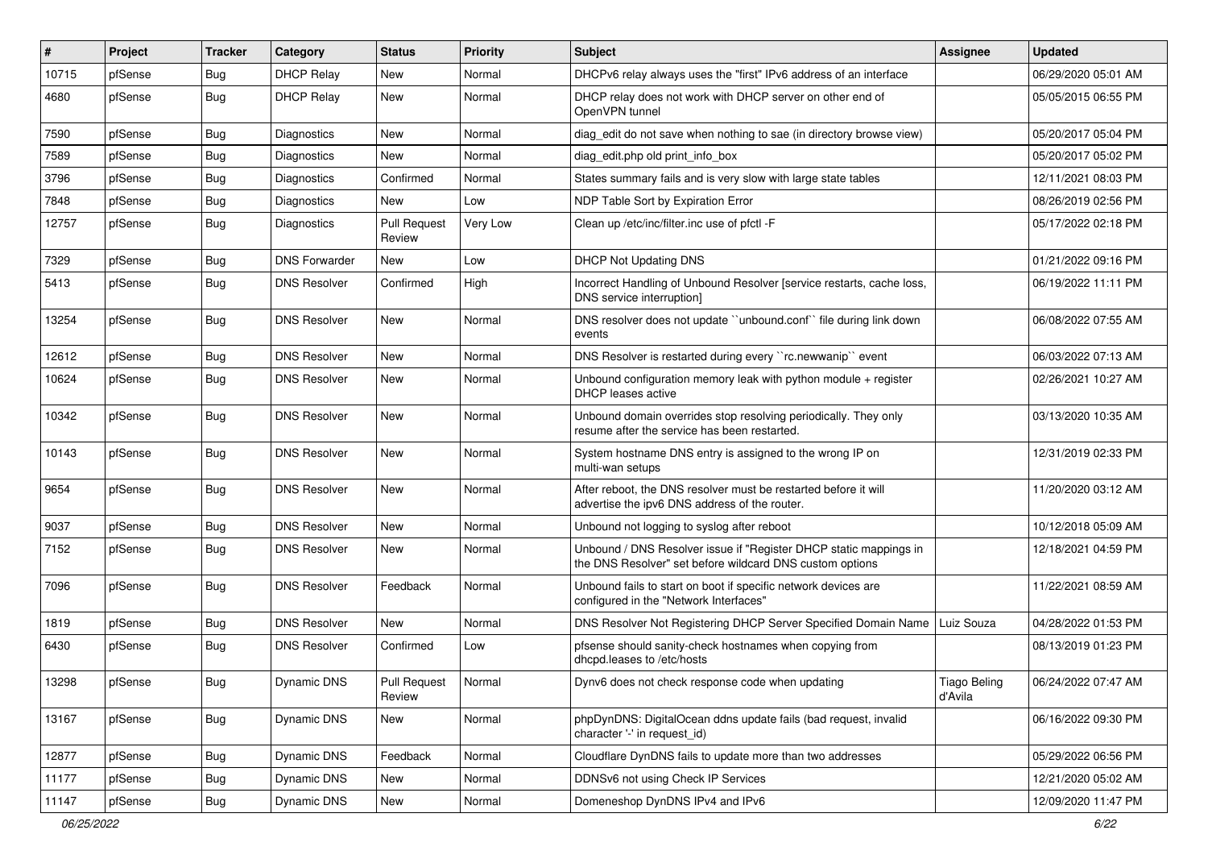| # | Project | Tracker | Category | Status | Priority | Subject | Assignee | Updated |
|---|---|---|---|---|---|---|---|---|
| 10715 | pfSense | Bug | DHCP Relay | New | Normal | DHCPv6 relay always uses the "first" IPv6 address of an interface | | 06/29/2020 05:01 AM |
| 4680 | pfSense | Bug | DHCP Relay | New | Normal | DHCP relay does not work with DHCP server on other end of OpenVPN tunnel | | 05/05/2015 06:55 PM |
| 7590 | pfSense | Bug | Diagnostics | New | Normal | diag_edit do not save when nothing to sae (in directory browse view) | | 05/20/2017 05:04 PM |
| 7589 | pfSense | Bug | Diagnostics | New | Normal | diag_edit.php old print_info_box | | 05/20/2017 05:02 PM |
| 3796 | pfSense | Bug | Diagnostics | Confirmed | Normal | States summary fails and is very slow with large state tables | | 12/11/2021 08:03 PM |
| 7848 | pfSense | Bug | Diagnostics | New | Low | NDP Table Sort by Expiration Error | | 08/26/2019 02:56 PM |
| 12757 | pfSense | Bug | Diagnostics | Pull Request Review | Very Low | Clean up /etc/inc/filter.inc use of pfctl -F | | 05/17/2022 02:18 PM |
| 7329 | pfSense | Bug | DNS Forwarder | New | Low | DHCP Not Updating DNS | | 01/21/2022 09:16 PM |
| 5413 | pfSense | Bug | DNS Resolver | Confirmed | High | Incorrect Handling of Unbound Resolver [service restarts, cache loss, DNS service interruption] | | 06/19/2022 11:11 PM |
| 13254 | pfSense | Bug | DNS Resolver | New | Normal | DNS resolver does not update ``unbound.conf`` file during link down events | | 06/08/2022 07:55 AM |
| 12612 | pfSense | Bug | DNS Resolver | New | Normal | DNS Resolver is restarted during every ``rc.newwanip`` event | | 06/03/2022 07:13 AM |
| 10624 | pfSense | Bug | DNS Resolver | New | Normal | Unbound configuration memory leak with python module + register DHCP leases active | | 02/26/2021 10:27 AM |
| 10342 | pfSense | Bug | DNS Resolver | New | Normal | Unbound domain overrides stop resolving periodically. They only resume after the service has been restarted. | | 03/13/2020 10:35 AM |
| 10143 | pfSense | Bug | DNS Resolver | New | Normal | System hostname DNS entry is assigned to the wrong IP on multi-wan setups | | 12/31/2019 02:33 PM |
| 9654 | pfSense | Bug | DNS Resolver | New | Normal | After reboot, the DNS resolver must be restarted before it will advertise the ipv6 DNS address of the router. | | 11/20/2020 03:12 AM |
| 9037 | pfSense | Bug | DNS Resolver | New | Normal | Unbound not logging to syslog after reboot | | 10/12/2018 05:09 AM |
| 7152 | pfSense | Bug | DNS Resolver | New | Normal | Unbound / DNS Resolver issue if "Register DHCP static mappings in the DNS Resolver" set before wildcard DNS custom options | | 12/18/2021 04:59 PM |
| 7096 | pfSense | Bug | DNS Resolver | Feedback | Normal | Unbound fails to start on boot if specific network devices are configured in the "Network Interfaces" | | 11/22/2021 08:59 AM |
| 1819 | pfSense | Bug | DNS Resolver | New | Normal | DNS Resolver Not Registering DHCP Server Specified Domain Name | Luiz Souza | 04/28/2022 01:53 PM |
| 6430 | pfSense | Bug | DNS Resolver | Confirmed | Low | pfsense should sanity-check hostnames when copying from dhcpd.leases to /etc/hosts | | 08/13/2019 01:23 PM |
| 13298 | pfSense | Bug | Dynamic DNS | Pull Request Review | Normal | Dynv6 does not check response code when updating | Tiago Beling d'Avila | 06/24/2022 07:47 AM |
| 13167 | pfSense | Bug | Dynamic DNS | New | Normal | phpDynDNS: DigitalOcean ddns update fails (bad request, invalid character '-' in request_id) | | 06/16/2022 09:30 PM |
| 12877 | pfSense | Bug | Dynamic DNS | Feedback | Normal | Cloudflare DynDNS fails to update more than two addresses | | 05/29/2022 06:56 PM |
| 11177 | pfSense | Bug | Dynamic DNS | New | Normal | DDNSv6 not using Check IP Services | | 12/21/2020 05:02 AM |
| 11147 | pfSense | Bug | Dynamic DNS | New | Normal | Domeneshop DynDNS IPv4 and IPv6 | | 12/09/2020 11:47 PM |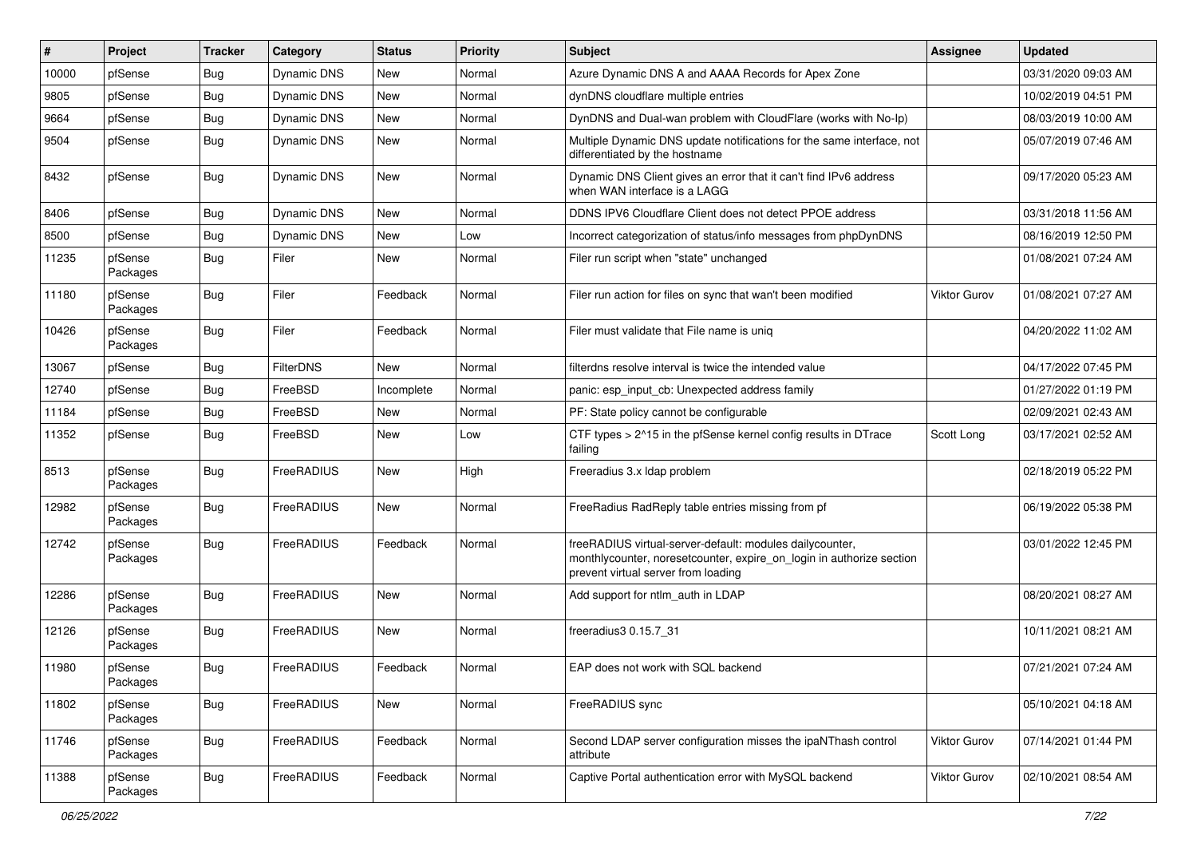| # | Project | Tracker | Category | Status | Priority | Subject | Assignee | Updated |
|---|---|---|---|---|---|---|---|---|
| 10000 | pfSense | Bug | Dynamic DNS | New | Normal | Azure Dynamic DNS A and AAAA Records for Apex Zone | | 03/31/2020 09:03 AM |
| 9805 | pfSense | Bug | Dynamic DNS | New | Normal | dynDNS cloudflare multiple entries | | 10/02/2019 04:51 PM |
| 9664 | pfSense | Bug | Dynamic DNS | New | Normal | DynDNS and Dual-wan problem with CloudFlare (works with No-Ip) | | 08/03/2019 10:00 AM |
| 9504 | pfSense | Bug | Dynamic DNS | New | Normal | Multiple Dynamic DNS update notifications for the same interface, not differentiated by the hostname | | 05/07/2019 07:46 AM |
| 8432 | pfSense | Bug | Dynamic DNS | New | Normal | Dynamic DNS Client gives an error that it can't find IPv6 address when WAN interface is a LAGG | | 09/17/2020 05:23 AM |
| 8406 | pfSense | Bug | Dynamic DNS | New | Normal | DDNS IPV6 Cloudflare Client does not detect PPOE address | | 03/31/2018 11:56 AM |
| 8500 | pfSense | Bug | Dynamic DNS | New | Low | Incorrect categorization of status/info messages from phpDynDNS | | 08/16/2019 12:50 PM |
| 11235 | pfSense Packages | Bug | Filer | New | Normal | Filer run script when "state" unchanged | | 01/08/2021 07:24 AM |
| 11180 | pfSense Packages | Bug | Filer | Feedback | Normal | Filer run action for files on sync that wan't been modified | Viktor Gurov | 01/08/2021 07:27 AM |
| 10426 | pfSense Packages | Bug | Filer | Feedback | Normal | Filer must validate that File name is uniq | | 04/20/2022 11:02 AM |
| 13067 | pfSense | Bug | FilterDNS | New | Normal | filterdns resolve interval is twice the intended value | | 04/17/2022 07:45 PM |
| 12740 | pfSense | Bug | FreeBSD | Incomplete | Normal | panic: esp_input_cb: Unexpected address family | | 01/27/2022 01:19 PM |
| 11184 | pfSense | Bug | FreeBSD | New | Normal | PF: State policy cannot be configurable | | 02/09/2021 02:43 AM |
| 11352 | pfSense | Bug | FreeBSD | New | Low | CTF types > 2^15 in the pfSense kernel config results in DTrace failing | Scott Long | 03/17/2021 02:52 AM |
| 8513 | pfSense Packages | Bug | FreeRADIUS | New | High | Freeradius 3.x ldap problem | | 02/18/2019 05:22 PM |
| 12982 | pfSense Packages | Bug | FreeRADIUS | New | Normal | FreeRadius RadReply table entries missing from pf | | 06/19/2022 05:38 PM |
| 12742 | pfSense Packages | Bug | FreeRADIUS | Feedback | Normal | freeRADIUS virtual-server-default: modules dailycounter, monthlycounter, noresetcounter, expire_on_login in authorize section prevent virtual server from loading | | 03/01/2022 12:45 PM |
| 12286 | pfSense Packages | Bug | FreeRADIUS | New | Normal | Add support for ntlm_auth in LDAP | | 08/20/2021 08:27 AM |
| 12126 | pfSense Packages | Bug | FreeRADIUS | New | Normal | freeradius3 0.15.7_31 | | 10/11/2021 08:21 AM |
| 11980 | pfSense Packages | Bug | FreeRADIUS | Feedback | Normal | EAP does not work with SQL backend | | 07/21/2021 07:24 AM |
| 11802 | pfSense Packages | Bug | FreeRADIUS | New | Normal | FreeRADIUS sync | | 05/10/2021 04:18 AM |
| 11746 | pfSense Packages | Bug | FreeRADIUS | Feedback | Normal | Second LDAP server configuration misses the ipaNThash control attribute | Viktor Gurov | 07/14/2021 01:44 PM |
| 11388 | pfSense Packages | Bug | FreeRADIUS | Feedback | Normal | Captive Portal authentication error with MySQL backend | Viktor Gurov | 02/10/2021 08:54 AM |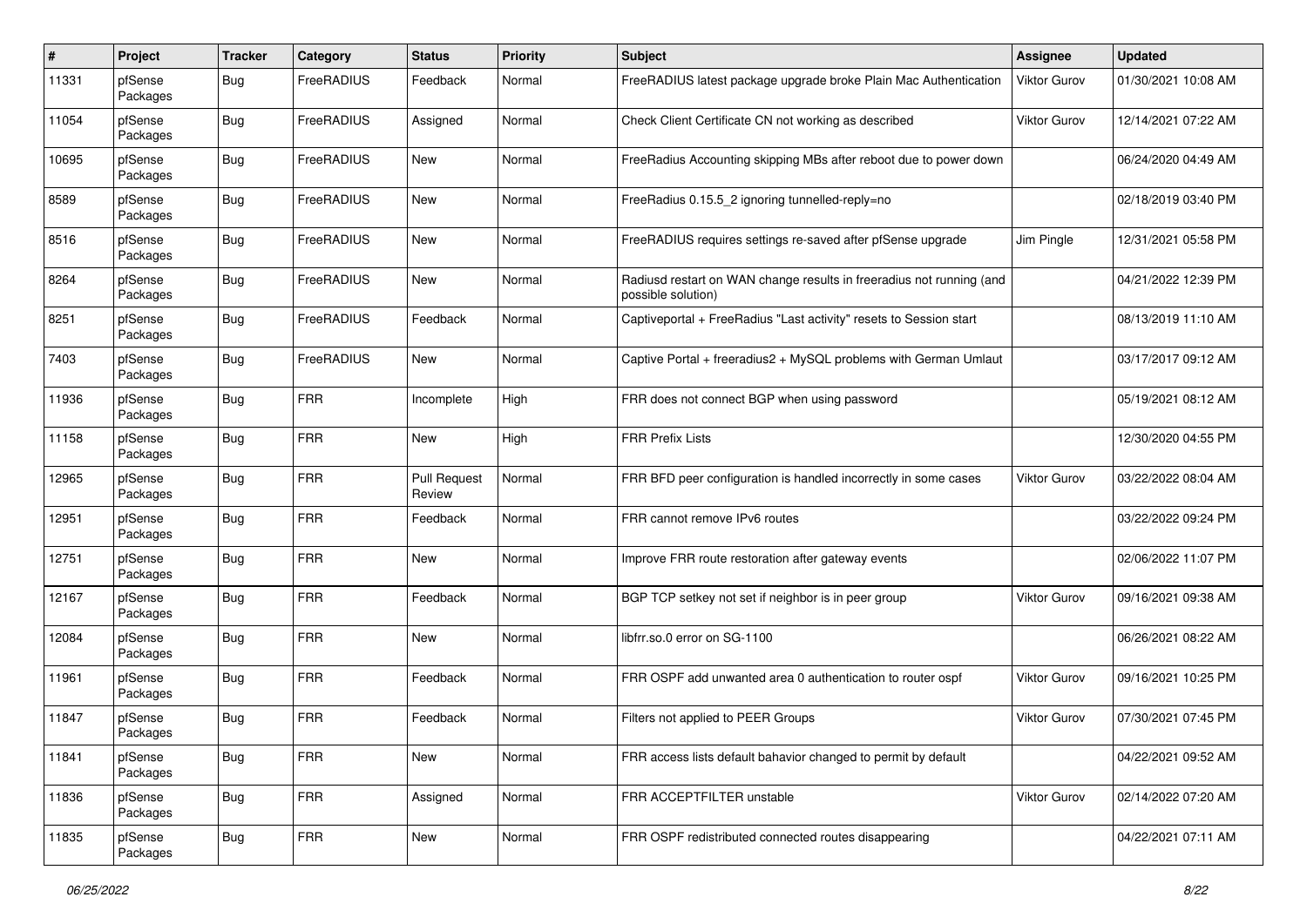| # | Project | Tracker | Category | Status | Priority | Subject | Assignee | Updated |
|---|---|---|---|---|---|---|---|---|
| 11331 | pfSense Packages | Bug | FreeRADIUS | Feedback | Normal | FreeRADIUS latest package upgrade broke Plain Mac Authentication | Viktor Gurov | 01/30/2021 10:08 AM |
| 11054 | pfSense Packages | Bug | FreeRADIUS | Assigned | Normal | Check Client Certificate CN not working as described | Viktor Gurov | 12/14/2021 07:22 AM |
| 10695 | pfSense Packages | Bug | FreeRADIUS | New | Normal | FreeRadius Accounting skipping MBs after reboot due to power down | | 06/24/2020 04:49 AM |
| 8589 | pfSense Packages | Bug | FreeRADIUS | New | Normal | FreeRadius 0.15.5_2 ignoring tunnelled-reply=no | | 02/18/2019 03:40 PM |
| 8516 | pfSense Packages | Bug | FreeRADIUS | New | Normal | FreeRADIUS requires settings re-saved after pfSense upgrade | Jim Pingle | 12/31/2021 05:58 PM |
| 8264 | pfSense Packages | Bug | FreeRADIUS | New | Normal | Radiusd restart on WAN change results in freeradius not running (and possible solution) | | 04/21/2022 12:39 PM |
| 8251 | pfSense Packages | Bug | FreeRADIUS | Feedback | Normal | Captiveportal + FreeRadius "Last activity" resets to Session start | | 08/13/2019 11:10 AM |
| 7403 | pfSense Packages | Bug | FreeRADIUS | New | Normal | Captive Portal + freeradius2 + MySQL problems with German Umlaut | | 03/17/2017 09:12 AM |
| 11936 | pfSense Packages | Bug | FRR | Incomplete | High | FRR does not connect BGP when using password | | 05/19/2021 08:12 AM |
| 11158 | pfSense Packages | Bug | FRR | New | High | FRR Prefix Lists | | 12/30/2020 04:55 PM |
| 12965 | pfSense Packages | Bug | FRR | Pull Request Review | Normal | FRR BFD peer configuration is handled incorrectly in some cases | Viktor Gurov | 03/22/2022 08:04 AM |
| 12951 | pfSense Packages | Bug | FRR | Feedback | Normal | FRR cannot remove IPv6 routes | | 03/22/2022 09:24 PM |
| 12751 | pfSense Packages | Bug | FRR | New | Normal | Improve FRR route restoration after gateway events | | 02/06/2022 11:07 PM |
| 12167 | pfSense Packages | Bug | FRR | Feedback | Normal | BGP TCP setkey not set if neighbor is in peer group | Viktor Gurov | 09/16/2021 09:38 AM |
| 12084 | pfSense Packages | Bug | FRR | New | Normal | libfrr.so.0 error on SG-1100 | | 06/26/2021 08:22 AM |
| 11961 | pfSense Packages | Bug | FRR | Feedback | Normal | FRR OSPF add unwanted area 0 authentication to router ospf | Viktor Gurov | 09/16/2021 10:25 PM |
| 11847 | pfSense Packages | Bug | FRR | Feedback | Normal | Filters not applied to PEER Groups | Viktor Gurov | 07/30/2021 07:45 PM |
| 11841 | pfSense Packages | Bug | FRR | New | Normal | FRR access lists default bahavior changed to permit by default | | 04/22/2021 09:52 AM |
| 11836 | pfSense Packages | Bug | FRR | Assigned | Normal | FRR ACCEPTFILTER unstable | Viktor Gurov | 02/14/2022 07:20 AM |
| 11835 | pfSense Packages | Bug | FRR | New | Normal | FRR OSPF redistributed connected routes disappearing | | 04/22/2021 07:11 AM |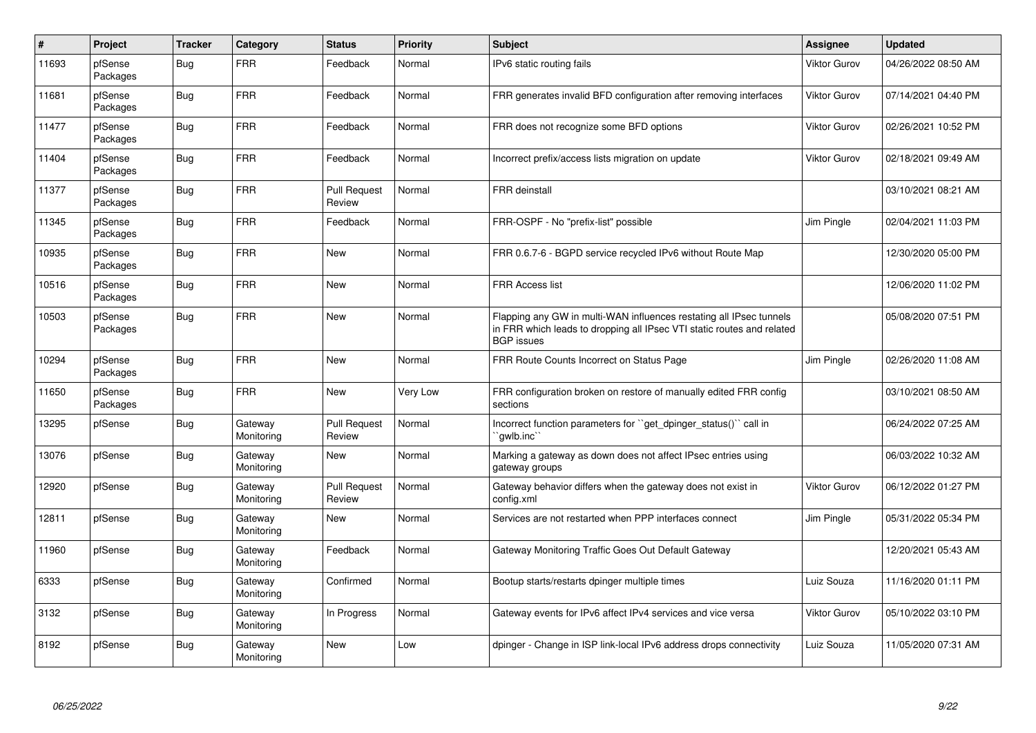| # | Project | Tracker | Category | Status | Priority | Subject | Assignee | Updated |
|---|---|---|---|---|---|---|---|---|
| 11693 | pfSense Packages | Bug | FRR | Feedback | Normal | IPv6 static routing fails | Viktor Gurov | 04/26/2022 08:50 AM |
| 11681 | pfSense Packages | Bug | FRR | Feedback | Normal | FRR generates invalid BFD configuration after removing interfaces | Viktor Gurov | 07/14/2021 04:40 PM |
| 11477 | pfSense Packages | Bug | FRR | Feedback | Normal | FRR does not recognize some BFD options | Viktor Gurov | 02/26/2021 10:52 PM |
| 11404 | pfSense Packages | Bug | FRR | Feedback | Normal | Incorrect prefix/access lists migration on update | Viktor Gurov | 02/18/2021 09:49 AM |
| 11377 | pfSense Packages | Bug | FRR | Pull Request Review | Normal | FRR deinstall | | 03/10/2021 08:21 AM |
| 11345 | pfSense Packages | Bug | FRR | Feedback | Normal | FRR-OSPF - No "prefix-list" possible | Jim Pingle | 02/04/2021 11:03 PM |
| 10935 | pfSense Packages | Bug | FRR | New | Normal | FRR 0.6.7-6 - BGPD service recycled IPv6 without Route Map | | 12/30/2020 05:00 PM |
| 10516 | pfSense Packages | Bug | FRR | New | Normal | FRR Access list | | 12/06/2020 11:02 PM |
| 10503 | pfSense Packages | Bug | FRR | New | Normal | Flapping any GW in multi-WAN influences restating all IPsec tunnels in FRR which leads to dropping all IPsec VTI static routes and related BGP issues | | 05/08/2020 07:51 PM |
| 10294 | pfSense Packages | Bug | FRR | New | Normal | FRR Route Counts Incorrect on Status Page | Jim Pingle | 02/26/2020 11:08 AM |
| 11650 | pfSense Packages | Bug | FRR | New | Very Low | FRR configuration broken on restore of manually edited FRR config sections | | 03/10/2021 08:50 AM |
| 13295 | pfSense | Bug | Gateway Monitoring | Pull Request Review | Normal | Incorrect function parameters for ``get_dpinger_status()`` call in ``gwlb.inc`` | | 06/24/2022 07:25 AM |
| 13076 | pfSense | Bug | Gateway Monitoring | New | Normal | Marking a gateway as down does not affect IPsec entries using gateway groups | | 06/03/2022 10:32 AM |
| 12920 | pfSense | Bug | Gateway Monitoring | Pull Request Review | Normal | Gateway behavior differs when the gateway does not exist in config.xml | Viktor Gurov | 06/12/2022 01:27 PM |
| 12811 | pfSense | Bug | Gateway Monitoring | New | Normal | Services are not restarted when PPP interfaces connect | Jim Pingle | 05/31/2022 05:34 PM |
| 11960 | pfSense | Bug | Gateway Monitoring | Feedback | Normal | Gateway Monitoring Traffic Goes Out Default Gateway | | 12/20/2021 05:43 AM |
| 6333 | pfSense | Bug | Gateway Monitoring | Confirmed | Normal | Bootup starts/restarts dpinger multiple times | Luiz Souza | 11/16/2020 01:11 PM |
| 3132 | pfSense | Bug | Gateway Monitoring | In Progress | Normal | Gateway events for IPv6 affect IPv4 services and vice versa | Viktor Gurov | 05/10/2022 03:10 PM |
| 8192 | pfSense | Bug | Gateway Monitoring | New | Low | dpinger - Change in ISP link-local IPv6 address drops connectivity | Luiz Souza | 11/05/2020 07:31 AM |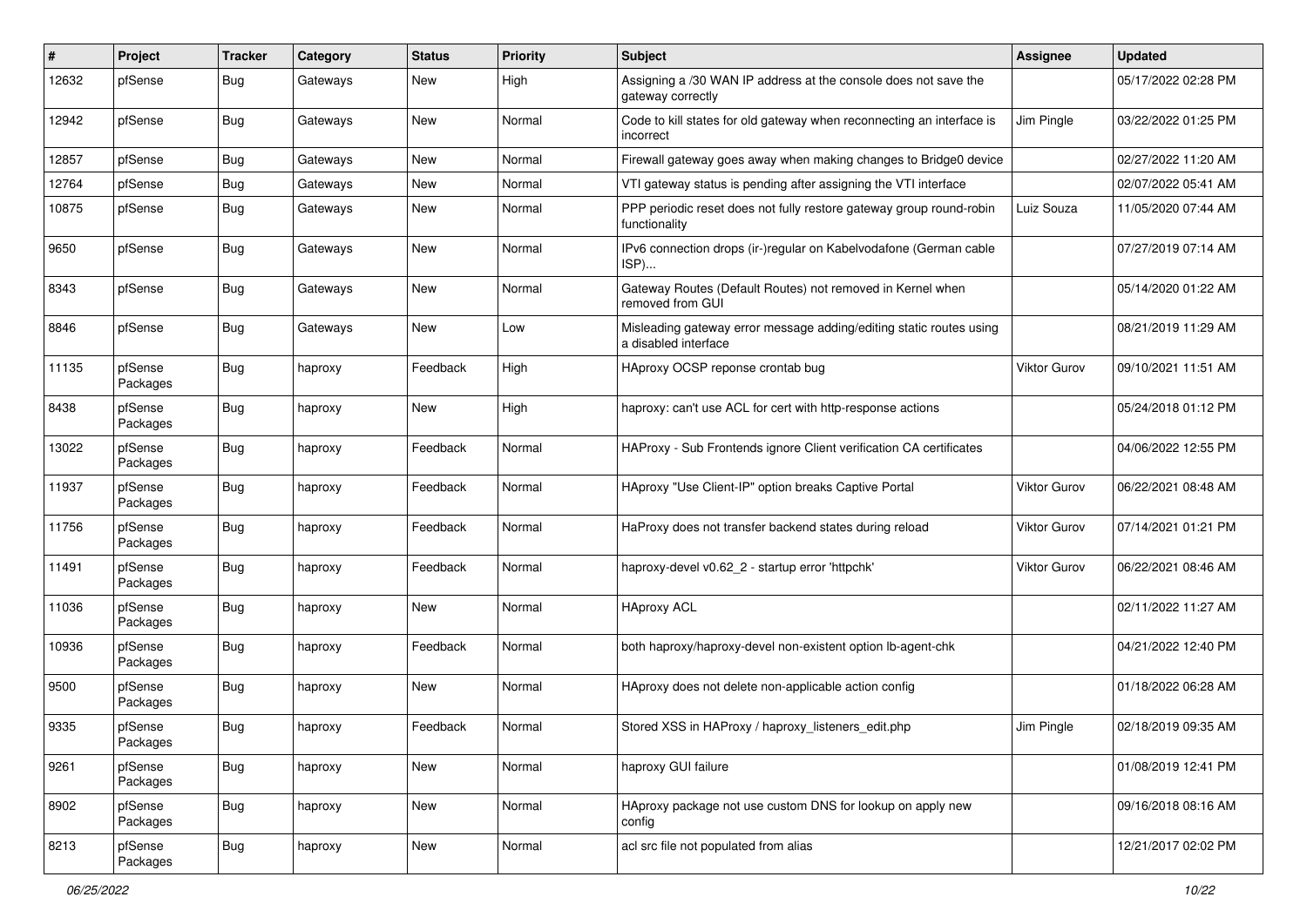| # | Project | Tracker | Category | Status | Priority | Subject | Assignee | Updated |
|---|---|---|---|---|---|---|---|---|
| 12632 | pfSense | Bug | Gateways | New | High | Assigning a /30 WAN IP address at the console does not save the gateway correctly | | 05/17/2022 02:28 PM |
| 12942 | pfSense | Bug | Gateways | New | Normal | Code to kill states for old gateway when reconnecting an interface is incorrect | Jim Pingle | 03/22/2022 01:25 PM |
| 12857 | pfSense | Bug | Gateways | New | Normal | Firewall gateway goes away when making changes to Bridge0 device | | 02/27/2022 11:20 AM |
| 12764 | pfSense | Bug | Gateways | New | Normal | VTI gateway status is pending after assigning the VTI interface | | 02/07/2022 05:41 AM |
| 10875 | pfSense | Bug | Gateways | New | Normal | PPP periodic reset does not fully restore gateway group round-robin functionality | Luiz Souza | 11/05/2020 07:44 AM |
| 9650 | pfSense | Bug | Gateways | New | Normal | IPv6 connection drops (ir-)regular on Kabelvodafone (German cable ISP)... | | 07/27/2019 07:14 AM |
| 8343 | pfSense | Bug | Gateways | New | Normal | Gateway Routes (Default Routes) not removed in Kernel when removed from GUI | | 05/14/2020 01:22 AM |
| 8846 | pfSense | Bug | Gateways | New | Low | Misleading gateway error message adding/editing static routes using a disabled interface | | 08/21/2019 11:29 AM |
| 11135 | pfSense Packages | Bug | haproxy | Feedback | High | HAproxy OCSP reponse crontab bug | Viktor Gurov | 09/10/2021 11:51 AM |
| 8438 | pfSense Packages | Bug | haproxy | New | High | haproxy: can't use ACL for cert with http-response actions | | 05/24/2018 01:12 PM |
| 13022 | pfSense Packages | Bug | haproxy | Feedback | Normal | HAProxy - Sub Frontends ignore Client verification CA certificates | | 04/06/2022 12:55 PM |
| 11937 | pfSense Packages | Bug | haproxy | Feedback | Normal | HAproxy "Use Client-IP" option breaks Captive Portal | Viktor Gurov | 06/22/2021 08:48 AM |
| 11756 | pfSense Packages | Bug | haproxy | Feedback | Normal | HaProxy does not transfer backend states during reload | Viktor Gurov | 07/14/2021 01:21 PM |
| 11491 | pfSense Packages | Bug | haproxy | Feedback | Normal | haproxy-devel v0.62_2 - startup error 'httpchk' | Viktor Gurov | 06/22/2021 08:46 AM |
| 11036 | pfSense Packages | Bug | haproxy | New | Normal | HAproxy ACL | | 02/11/2022 11:27 AM |
| 10936 | pfSense Packages | Bug | haproxy | Feedback | Normal | both haproxy/haproxy-devel non-existent option lb-agent-chk | | 04/21/2022 12:40 PM |
| 9500 | pfSense Packages | Bug | haproxy | New | Normal | HAproxy does not delete non-applicable action config | | 01/18/2022 06:28 AM |
| 9335 | pfSense Packages | Bug | haproxy | Feedback | Normal | Stored XSS in HAProxy / haproxy_listeners_edit.php | Jim Pingle | 02/18/2019 09:35 AM |
| 9261 | pfSense Packages | Bug | haproxy | New | Normal | haproxy GUI failure | | 01/08/2019 12:41 PM |
| 8902 | pfSense Packages | Bug | haproxy | New | Normal | HAproxy package not use custom DNS for lookup on apply new config | | 09/16/2018 08:16 AM |
| 8213 | pfSense Packages | Bug | haproxy | New | Normal | acl src file not populated from alias | | 12/21/2017 02:02 PM |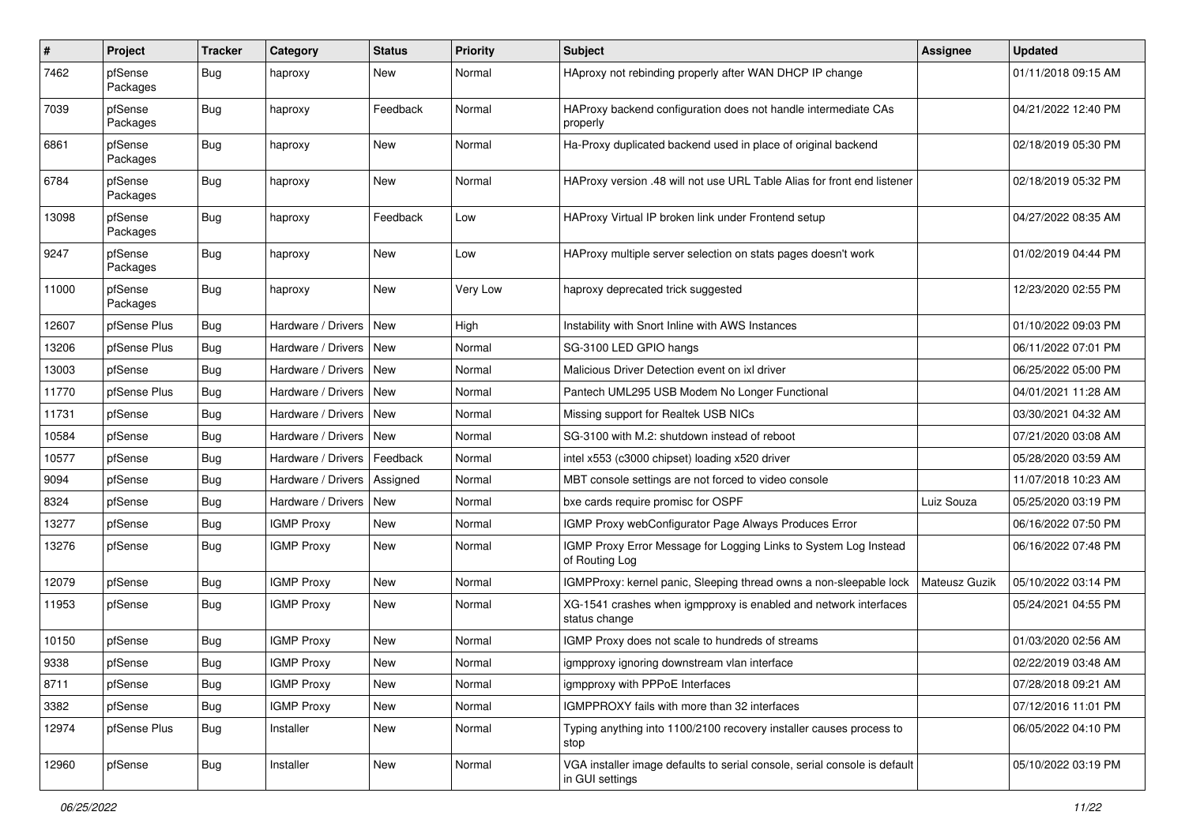| # | Project | Tracker | Category | Status | Priority | Subject | Assignee | Updated |
|---|---|---|---|---|---|---|---|---|
| 7462 | pfSense Packages | Bug | haproxy | New | Normal | HAproxy not rebinding properly after WAN DHCP IP change | | 01/11/2018 09:15 AM |
| 7039 | pfSense Packages | Bug | haproxy | Feedback | Normal | HAProxy backend configuration does not handle intermediate CAs properly | | 04/21/2022 12:40 PM |
| 6861 | pfSense Packages | Bug | haproxy | New | Normal | Ha-Proxy duplicated backend used in place of original backend | | 02/18/2019 05:30 PM |
| 6784 | pfSense Packages | Bug | haproxy | New | Normal | HAProxy version .48 will not use URL Table Alias for front end listener | | 02/18/2019 05:32 PM |
| 13098 | pfSense Packages | Bug | haproxy | Feedback | Low | HAProxy Virtual IP broken link under Frontend setup | | 04/27/2022 08:35 AM |
| 9247 | pfSense Packages | Bug | haproxy | New | Low | HAProxy multiple server selection on stats pages doesn't work | | 01/02/2019 04:44 PM |
| 11000 | pfSense Packages | Bug | haproxy | New | Very Low | haproxy deprecated trick suggested | | 12/23/2020 02:55 PM |
| 12607 | pfSense Plus | Bug | Hardware / Drivers | New | High | Instability with Snort Inline with AWS Instances | | 01/10/2022 09:03 PM |
| 13206 | pfSense Plus | Bug | Hardware / Drivers | New | Normal | SG-3100 LED GPIO hangs | | 06/11/2022 07:01 PM |
| 13003 | pfSense | Bug | Hardware / Drivers | New | Normal | Malicious Driver Detection event on ixl driver | | 06/25/2022 05:00 PM |
| 11770 | pfSense Plus | Bug | Hardware / Drivers | New | Normal | Pantech UML295 USB Modem No Longer Functional | | 04/01/2021 11:28 AM |
| 11731 | pfSense | Bug | Hardware / Drivers | New | Normal | Missing support for Realtek USB NICs | | 03/30/2021 04:32 AM |
| 10584 | pfSense | Bug | Hardware / Drivers | New | Normal | SG-3100 with M.2: shutdown instead of reboot | | 07/21/2020 03:08 AM |
| 10577 | pfSense | Bug | Hardware / Drivers | Feedback | Normal | intel x553 (c3000 chipset) loading x520 driver | | 05/28/2020 03:59 AM |
| 9094 | pfSense | Bug | Hardware / Drivers | Assigned | Normal | MBT console settings are not forced to video console | | 11/07/2018 10:23 AM |
| 8324 | pfSense | Bug | Hardware / Drivers | New | Normal | bxe cards require promisc for OSPF | Luiz Souza | 05/25/2020 03:19 PM |
| 13277 | pfSense | Bug | IGMP Proxy | New | Normal | IGMP Proxy webConfigurator Page Always Produces Error | | 06/16/2022 07:50 PM |
| 13276 | pfSense | Bug | IGMP Proxy | New | Normal | IGMP Proxy Error Message for Logging Links to System Log Instead of Routing Log | | 06/16/2022 07:48 PM |
| 12079 | pfSense | Bug | IGMP Proxy | New | Normal | IGMPProxy: kernel panic, Sleeping thread owns a non-sleepable lock | Mateusz Guzik | 05/10/2022 03:14 PM |
| 11953 | pfSense | Bug | IGMP Proxy | New | Normal | XG-1541 crashes when igmpproxy is enabled and network interfaces status change | | 05/24/2021 04:55 PM |
| 10150 | pfSense | Bug | IGMP Proxy | New | Normal | IGMP Proxy does not scale to hundreds of streams | | 01/03/2020 02:56 AM |
| 9338 | pfSense | Bug | IGMP Proxy | New | Normal | igmpproxy ignoring downstream vlan interface | | 02/22/2019 03:48 AM |
| 8711 | pfSense | Bug | IGMP Proxy | New | Normal | igmpproxy with PPPoE Interfaces | | 07/28/2018 09:21 AM |
| 3382 | pfSense | Bug | IGMP Proxy | New | Normal | IGMPPROXY fails with more than 32 interfaces | | 07/12/2016 11:01 PM |
| 12974 | pfSense Plus | Bug | Installer | New | Normal | Typing anything into 1100/2100 recovery installer causes process to stop | | 06/05/2022 04:10 PM |
| 12960 | pfSense | Bug | Installer | New | Normal | VGA installer image defaults to serial console, serial console is default in GUI settings | | 05/10/2022 03:19 PM |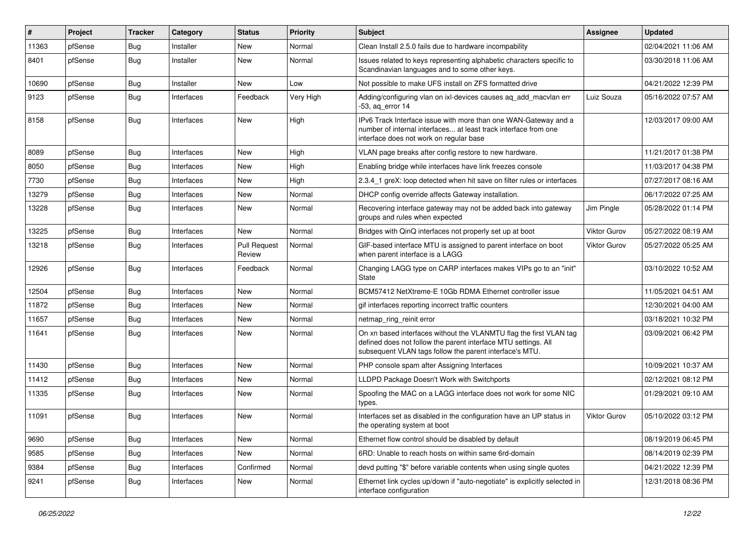| # | Project | Tracker | Category | Status | Priority | Subject | Assignee | Updated |
|---|---|---|---|---|---|---|---|---|
| 11363 | pfSense | Bug | Installer | New | Normal | Clean Install 2.5.0 fails due to hardware incompability | | 02/04/2021 11:06 AM |
| 8401 | pfSense | Bug | Installer | New | Normal | Issues related to keys representing alphabetic characters specific to Scandinavian languages and to some other keys. | | 03/30/2018 11:06 AM |
| 10690 | pfSense | Bug | Installer | New | Low | Not possible to make UFS install on ZFS formatted drive | | 04/21/2022 12:39 PM |
| 9123 | pfSense | Bug | Interfaces | Feedback | Very High | Adding/configuring vlan on ixl-devices causes aq_add_macvlan err -53, aq_error 14 | Luiz Souza | 05/16/2022 07:57 AM |
| 8158 | pfSense | Bug | Interfaces | New | High | IPv6 Track Interface issue with more than one WAN-Gateway and a number of internal interfaces... at least track interface from one interface does not work on regular base | | 12/03/2017 09:00 AM |
| 8089 | pfSense | Bug | Interfaces | New | High | VLAN page breaks after config restore to new hardware. | | 11/21/2017 01:38 PM |
| 8050 | pfSense | Bug | Interfaces | New | High | Enabling bridge while interfaces have link freezes console | | 11/03/2017 04:38 PM |
| 7730 | pfSense | Bug | Interfaces | New | High | 2.3.4_1 greX: loop detected when hit save on filter rules or interfaces | | 07/27/2017 08:16 AM |
| 13279 | pfSense | Bug | Interfaces | New | Normal | DHCP config override affects Gateway installation. | | 06/17/2022 07:25 AM |
| 13228 | pfSense | Bug | Interfaces | New | Normal | Recovering interface gateway may not be added back into gateway groups and rules when expected | Jim Pingle | 05/28/2022 01:14 PM |
| 13225 | pfSense | Bug | Interfaces | New | Normal | Bridges with QinQ interfaces not properly set up at boot | Viktor Gurov | 05/27/2022 08:19 AM |
| 13218 | pfSense | Bug | Interfaces | Pull Request Review | Normal | GIF-based interface MTU is assigned to parent interface on boot when parent interface is a LAGG | Viktor Gurov | 05/27/2022 05:25 AM |
| 12926 | pfSense | Bug | Interfaces | Feedback | Normal | Changing LAGG type on CARP interfaces makes VIPs go to an "init" State | | 03/10/2022 10:52 AM |
| 12504 | pfSense | Bug | Interfaces | New | Normal | BCM57412 NetXtreme-E 10Gb RDMA Ethernet controller issue | | 11/05/2021 04:51 AM |
| 11872 | pfSense | Bug | Interfaces | New | Normal | gif interfaces reporting incorrect traffic counters | | 12/30/2021 04:00 AM |
| 11657 | pfSense | Bug | Interfaces | New | Normal | netmap_ring_reinit error | | 03/18/2021 10:32 PM |
| 11641 | pfSense | Bug | Interfaces | New | Normal | On xn based interfaces without the VLANMTU flag the first VLAN tag defined does not follow the parent interface MTU settings. All subsequent VLAN tags follow the parent interface's MTU. | | 03/09/2021 06:42 PM |
| 11430 | pfSense | Bug | Interfaces | New | Normal | PHP console spam after Assigning Interfaces | | 10/09/2021 10:37 AM |
| 11412 | pfSense | Bug | Interfaces | New | Normal | LLDPD Package Doesn't Work with Switchports | | 02/12/2021 08:12 PM |
| 11335 | pfSense | Bug | Interfaces | New | Normal | Spoofing the MAC on a LAGG interface does not work for some NIC types. | | 01/29/2021 09:10 AM |
| 11091 | pfSense | Bug | Interfaces | New | Normal | Interfaces set as disabled in the configuration have an UP status in the operating system at boot | Viktor Gurov | 05/10/2022 03:12 PM |
| 9690 | pfSense | Bug | Interfaces | New | Normal | Ethernet flow control should be disabled by default | | 08/19/2019 06:45 PM |
| 9585 | pfSense | Bug | Interfaces | New | Normal | 6RD: Unable to reach hosts on within same 6rd-domain | | 08/14/2019 02:39 PM |
| 9384 | pfSense | Bug | Interfaces | Confirmed | Normal | devd putting "$" before variable contents when using single quotes | | 04/21/2022 12:39 PM |
| 9241 | pfSense | Bug | Interfaces | New | Normal | Ethernet link cycles up/down if "auto-negotiate" is explicitly selected in interface configuration | | 12/31/2018 08:36 PM |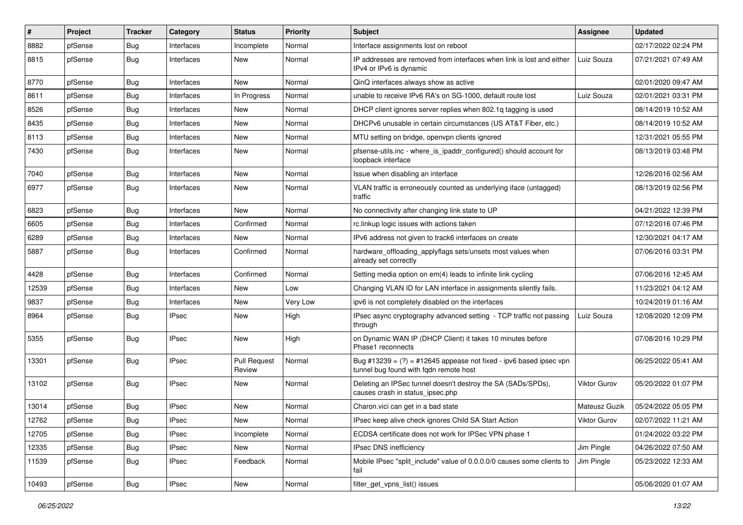| # | Project | Tracker | Category | Status | Priority | Subject | Assignee | Updated |
|---|---|---|---|---|---|---|---|---|
| 8882 | pfSense | Bug | Interfaces | Incomplete | Normal | Interface assignments lost on reboot | | 02/17/2022 02:24 PM |
| 8815 | pfSense | Bug | Interfaces | New | Normal | IP addresses are removed from interfaces when link is lost and either IPv4 or IPv6 is dynamic | Luiz Souza | 07/21/2021 07:49 AM |
| 8770 | pfSense | Bug | Interfaces | New | Normal | QinQ interfaces always show as active | | 02/01/2020 09:47 AM |
| 8611 | pfSense | Bug | Interfaces | In Progress | Normal | unable to receive IPv6 RA's on SG-1000, default route lost | Luiz Souza | 02/01/2021 03:31 PM |
| 8526 | pfSense | Bug | Interfaces | New | Normal | DHCP client ignores server replies when 802.1q tagging is used | | 08/14/2019 10:52 AM |
| 8435 | pfSense | Bug | Interfaces | New | Normal | DHCPv6 unusable in certain circumstances (US AT&T Fiber, etc.) | | 08/14/2019 10:52 AM |
| 8113 | pfSense | Bug | Interfaces | New | Normal | MTU setting on bridge, openvpn clients ignored | | 12/31/2021 05:55 PM |
| 7430 | pfSense | Bug | Interfaces | New | Normal | pfsense-utils.inc - where_is_ipaddr_configured() should account for loopback interface | | 08/13/2019 03:48 PM |
| 7040 | pfSense | Bug | Interfaces | New | Normal | Issue when disabling an interface | | 12/26/2016 02:56 AM |
| 6977 | pfSense | Bug | Interfaces | New | Normal | VLAN traffic is erroneously counted as underlying iface (untagged) traffic | | 08/13/2019 02:56 PM |
| 6823 | pfSense | Bug | Interfaces | New | Normal | No connectivity after changing link state to UP | | 04/21/2022 12:39 PM |
| 6605 | pfSense | Bug | Interfaces | Confirmed | Normal | rc.linkup logic issues with actions taken | | 07/12/2016 07:46 PM |
| 6289 | pfSense | Bug | Interfaces | New | Normal | IPv6 address not given to track6 interfaces on create | | 12/30/2021 04:17 AM |
| 5887 | pfSense | Bug | Interfaces | Confirmed | Normal | hardware_offloading_applyflags sets/unsets most values when already set correctly | | 07/06/2016 03:31 PM |
| 4428 | pfSense | Bug | Interfaces | Confirmed | Normal | Setting media option on em(4) leads to infinite link cycling | | 07/06/2016 12:45 AM |
| 12539 | pfSense | Bug | Interfaces | New | Low | Changing VLAN ID for LAN interface in assignments silently fails. | | 11/23/2021 04:12 AM |
| 9837 | pfSense | Bug | Interfaces | New | Very Low | ipv6 is not completely disabled on the interfaces | | 10/24/2019 01:16 AM |
| 8964 | pfSense | Bug | IPsec | New | High | IPsec async cryptography advanced setting - TCP traffic not passing through | Luiz Souza | 12/08/2020 12:09 PM |
| 5355 | pfSense | Bug | IPsec | New | High | on Dynamic WAN IP (DHCP Client) it takes 10 minutes before Phase1 reconnects | | 07/08/2016 10:29 PM |
| 13301 | pfSense | Bug | IPsec | Pull Request Review | Normal | Bug #13239 = (?) = #12645 appease not fixed - ipv6 based ipsec vpn tunnel bug found with fqdn remote host | | 06/25/2022 05:41 AM |
| 13102 | pfSense | Bug | IPsec | New | Normal | Deleting an IPSec tunnel doesn't destroy the SA (SADs/SPDs), causes crash in status_ipsec.php | Viktor Gurov | 05/20/2022 01:07 PM |
| 13014 | pfSense | Bug | IPsec | New | Normal | Charon.vici can get in a bad state | Mateusz Guzik | 05/24/2022 05:05 PM |
| 12762 | pfSense | Bug | IPsec | New | Normal | IPsec keep alive check ignores Child SA Start Action | Viktor Gurov | 02/07/2022 11:21 AM |
| 12705 | pfSense | Bug | IPsec | Incomplete | Normal | ECDSA certificate does not work for IPSec VPN phase 1 | | 01/24/2022 03:22 PM |
| 12335 | pfSense | Bug | IPsec | New | Normal | IPsec DNS inefficiency | Jim Pingle | 04/26/2022 07:50 AM |
| 11539 | pfSense | Bug | IPsec | Feedback | Normal | Mobile IPsec "split_include" value of 0.0.0.0/0 causes some clients to fail | Jim Pingle | 05/23/2022 12:33 AM |
| 10493 | pfSense | Bug | IPsec | New | Normal | filter_get_vpns_list() issues | | 05/06/2020 01:07 AM |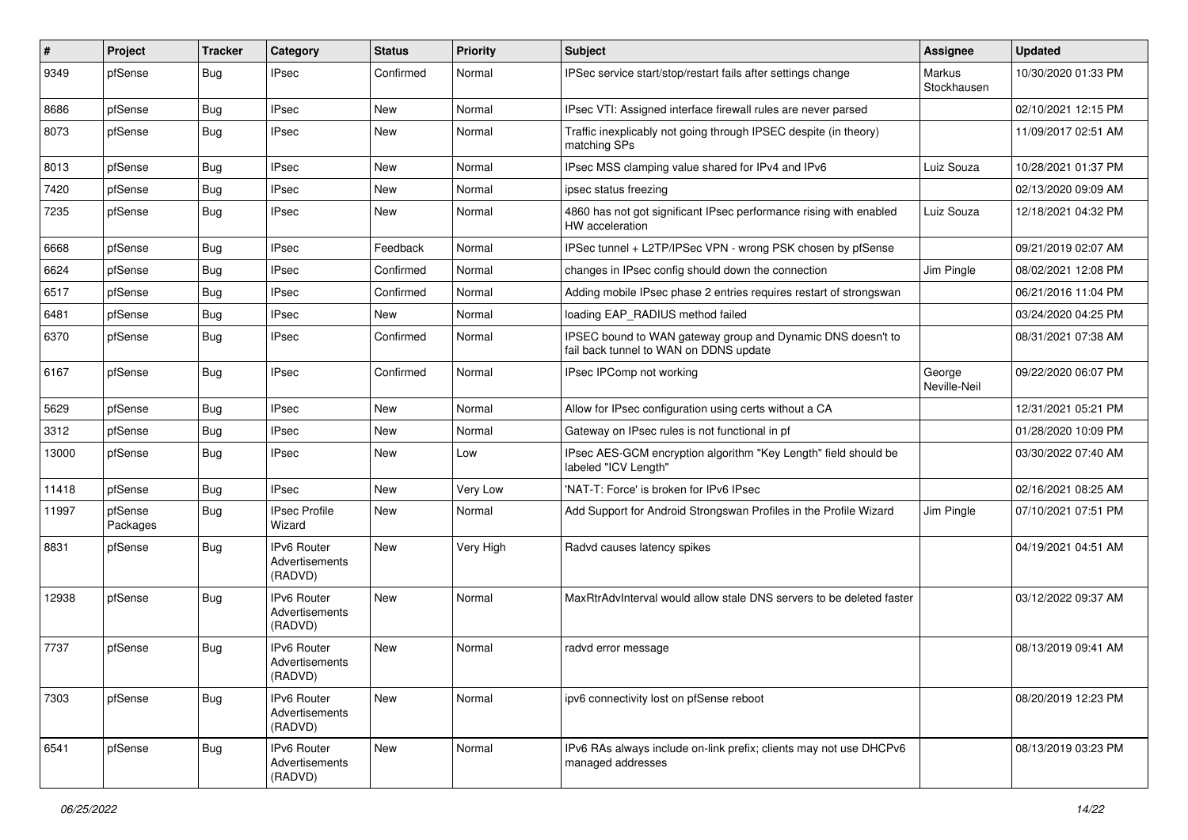| # | Project | Tracker | Category | Status | Priority | Subject | Assignee | Updated |
|---|---|---|---|---|---|---|---|---|
| 9349 | pfSense | Bug | IPsec | Confirmed | Normal | IPSec service start/stop/restart fails after settings change | Markus Stockhausen | 10/30/2020 01:33 PM |
| 8686 | pfSense | Bug | IPsec | New | Normal | IPsec VTI: Assigned interface firewall rules are never parsed | | 02/10/2021 12:15 PM |
| 8073 | pfSense | Bug | IPsec | New | Normal | Traffic inexplicably not going through IPSEC despite (in theory) matching SPs | | 11/09/2017 02:51 AM |
| 8013 | pfSense | Bug | IPsec | New | Normal | IPsec MSS clamping value shared for IPv4 and IPv6 | Luiz Souza | 10/28/2021 01:37 PM |
| 7420 | pfSense | Bug | IPsec | New | Normal | ipsec status freezing | | 02/13/2020 09:09 AM |
| 7235 | pfSense | Bug | IPsec | New | Normal | 4860 has not got significant IPsec performance rising with enabled HW acceleration | Luiz Souza | 12/18/2021 04:32 PM |
| 6668 | pfSense | Bug | IPsec | Feedback | Normal | IPSec tunnel + L2TP/IPSec VPN - wrong PSK chosen by pfSense | | 09/21/2019 02:07 AM |
| 6624 | pfSense | Bug | IPsec | Confirmed | Normal | changes in IPsec config should down the connection | Jim Pingle | 08/02/2021 12:08 PM |
| 6517 | pfSense | Bug | IPsec | Confirmed | Normal | Adding mobile IPsec phase 2 entries requires restart of strongswan | | 06/21/2016 11:04 PM |
| 6481 | pfSense | Bug | IPsec | New | Normal | loading EAP_RADIUS method failed | | 03/24/2020 04:25 PM |
| 6370 | pfSense | Bug | IPsec | Confirmed | Normal | IPSEC bound to WAN gateway group and Dynamic DNS doesn't to fail back tunnel to WAN on DDNS update | | 08/31/2021 07:38 AM |
| 6167 | pfSense | Bug | IPsec | Confirmed | Normal | IPsec IPComp not working | George Neville-Neil | 09/22/2020 06:07 PM |
| 5629 | pfSense | Bug | IPsec | New | Normal | Allow for IPsec configuration using certs without a CA | | 12/31/2021 05:21 PM |
| 3312 | pfSense | Bug | IPsec | New | Normal | Gateway on IPsec rules is not functional in pf | | 01/28/2020 10:09 PM |
| 13000 | pfSense | Bug | IPsec | New | Low | IPsec AES-GCM encryption algorithm "Key Length" field should be labeled "ICV Length" | | 03/30/2022 07:40 AM |
| 11418 | pfSense | Bug | IPsec | New | Very Low | 'NAT-T: Force' is broken for IPv6 IPsec | | 02/16/2021 08:25 AM |
| 11997 | pfSense Packages | Bug | IPsec Profile Wizard | New | Normal | Add Support for Android Strongswan Profiles in the Profile Wizard | Jim Pingle | 07/10/2021 07:51 PM |
| 8831 | pfSense | Bug | IPv6 Router Advertisements (RADVD) | New | Very High | Radvd causes latency spikes | | 04/19/2021 04:51 AM |
| 12938 | pfSense | Bug | IPv6 Router Advertisements (RADVD) | New | Normal | MaxRtrAdvInterval would allow stale DNS servers to be deleted faster | | 03/12/2022 09:37 AM |
| 7737 | pfSense | Bug | IPv6 Router Advertisements (RADVD) | New | Normal | radvd error message | | 08/13/2019 09:41 AM |
| 7303 | pfSense | Bug | IPv6 Router Advertisements (RADVD) | New | Normal | ipv6 connectivity lost on pfSense reboot | | 08/20/2019 12:23 PM |
| 6541 | pfSense | Bug | IPv6 Router Advertisements (RADVD) | New | Normal | IPv6 RAs always include on-link prefix; clients may not use DHCPv6 managed addresses | | 08/13/2019 03:23 PM |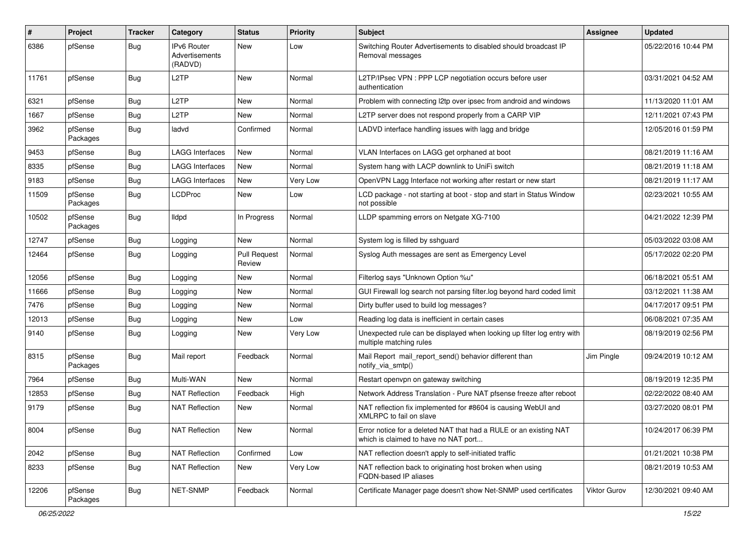| # | Project | Tracker | Category | Status | Priority | Subject | Assignee | Updated |
|---|---|---|---|---|---|---|---|---|
| 6386 | pfSense | Bug | IPv6 Router Advertisements (RADVD) | New | Low | Switching Router Advertisements to disabled should broadcast IP Removal messages | | 05/22/2016 10:44 PM |
| 11761 | pfSense | Bug | L2TP | New | Normal | L2TP/IPsec VPN : PPP LCP negotiation occurs before user authentication | | 03/31/2021 04:52 AM |
| 6321 | pfSense | Bug | L2TP | New | Normal | Problem with connecting l2tp over ipsec from android and windows | | 11/13/2020 11:01 AM |
| 1667 | pfSense | Bug | L2TP | New | Normal | L2TP server does not respond properly from a CARP VIP | | 12/11/2021 07:43 PM |
| 3962 | pfSense Packages | Bug | ladvd | Confirmed | Normal | LADVD interface handling issues with lagg and bridge | | 12/05/2016 01:59 PM |
| 9453 | pfSense | Bug | LAGG Interfaces | New | Normal | VLAN Interfaces on LAGG get orphaned at boot | | 08/21/2019 11:16 AM |
| 8335 | pfSense | Bug | LAGG Interfaces | New | Normal | System hang with LACP downlink to UniFi switch | | 08/21/2019 11:18 AM |
| 9183 | pfSense | Bug | LAGG Interfaces | New | Very Low | OpenVPN Lagg Interface not working after restart or new start | | 08/21/2019 11:17 AM |
| 11509 | pfSense Packages | Bug | LCDProc | New | Low | LCD package - not starting at boot - stop and start in Status Window not possible | | 02/23/2021 10:55 AM |
| 10502 | pfSense Packages | Bug | lldpd | In Progress | Normal | LLDP spamming errors on Netgate XG-7100 | | 04/21/2022 12:39 PM |
| 12747 | pfSense | Bug | Logging | New | Normal | System log is filled by sshguard | | 05/03/2022 03:08 AM |
| 12464 | pfSense | Bug | Logging | Pull Request Review | Normal | Syslog Auth messages are sent as Emergency Level | | 05/17/2022 02:20 PM |
| 12056 | pfSense | Bug | Logging | New | Normal | Filterlog says "Unknown Option %u" | | 06/18/2021 05:51 AM |
| 11666 | pfSense | Bug | Logging | New | Normal | GUI Firewall log search not parsing filter.log beyond hard coded limit | | 03/12/2021 11:38 AM |
| 7476 | pfSense | Bug | Logging | New | Normal | Dirty buffer used to build log messages? | | 04/17/2017 09:51 PM |
| 12013 | pfSense | Bug | Logging | New | Low | Reading log data is inefficient in certain cases | | 06/08/2021 07:35 AM |
| 9140 | pfSense | Bug | Logging | New | Very Low | Unexpected rule can be displayed when looking up filter log entry with multiple matching rules | | 08/19/2019 02:56 PM |
| 8315 | pfSense Packages | Bug | Mail report | Feedback | Normal | Mail Report mail_report_send() behavior different than notify_via_smtp() | Jim Pingle | 09/24/2019 10:12 AM |
| 7964 | pfSense | Bug | Multi-WAN | New | Normal | Restart openvpn on gateway switching | | 08/19/2019 12:35 PM |
| 12853 | pfSense | Bug | NAT Reflection | Feedback | High | Network Address Translation - Pure NAT pfsense freeze after reboot | | 02/22/2022 08:40 AM |
| 9179 | pfSense | Bug | NAT Reflection | New | Normal | NAT reflection fix implemented for #8604 is causing WebUI and XMLRPC to fail on slave | | 03/27/2020 08:01 PM |
| 8004 | pfSense | Bug | NAT Reflection | New | Normal | Error notice for a deleted NAT that had a RULE or an existing NAT which is claimed to have no NAT port... | | 10/24/2017 06:39 PM |
| 2042 | pfSense | Bug | NAT Reflection | Confirmed | Low | NAT reflection doesn't apply to self-initiated traffic | | 01/21/2021 10:38 PM |
| 8233 | pfSense | Bug | NAT Reflection | New | Very Low | NAT reflection back to originating host broken when using FQDN-based IP aliases | | 08/21/2019 10:53 AM |
| 12206 | pfSense Packages | Bug | NET-SNMP | Feedback | Normal | Certificate Manager page doesn't show Net-SNMP used certificates | Viktor Gurov | 12/30/2021 09:40 AM |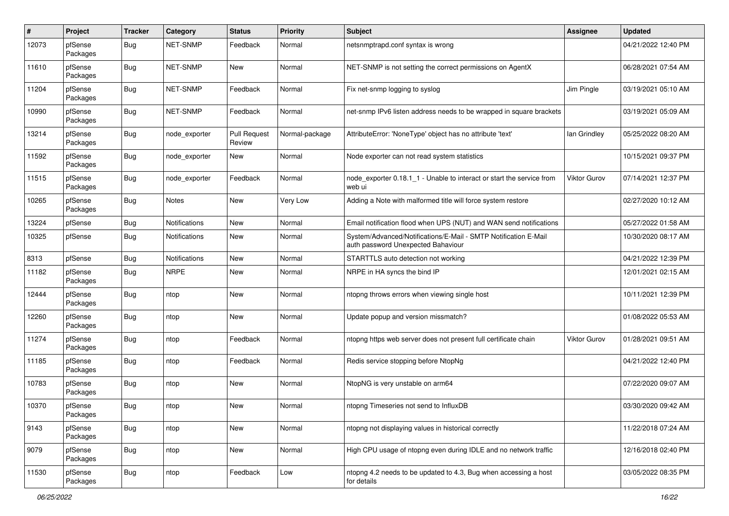| # | Project | Tracker | Category | Status | Priority | Subject | Assignee | Updated |
|---|---|---|---|---|---|---|---|---|
| 12073 | pfSense Packages | Bug | NET-SNMP | Feedback | Normal | netsnmptrapd.conf syntax is wrong | | 04/21/2022 12:40 PM |
| 11610 | pfSense Packages | Bug | NET-SNMP | New | Normal | NET-SNMP is not setting the correct permissions on AgentX | | 06/28/2021 07:54 AM |
| 11204 | pfSense Packages | Bug | NET-SNMP | Feedback | Normal | Fix net-snmp logging to syslog | Jim Pingle | 03/19/2021 05:10 AM |
| 10990 | pfSense Packages | Bug | NET-SNMP | Feedback | Normal | net-snmp IPv6 listen address needs to be wrapped in square brackets | | 03/19/2021 05:09 AM |
| 13214 | pfSense Packages | Bug | node_exporter | Pull Request Review | Normal-package | AttributeError: 'NoneType' object has no attribute 'text' | Ian Grindley | 05/25/2022 08:20 AM |
| 11592 | pfSense Packages | Bug | node_exporter | New | Normal | Node exporter can not read system statistics | | 10/15/2021 09:37 PM |
| 11515 | pfSense Packages | Bug | node_exporter | Feedback | Normal | node_exporter 0.18.1_1 - Unable to interact or start the service from web ui | Viktor Gurov | 07/14/2021 12:37 PM |
| 10265 | pfSense Packages | Bug | Notes | New | Very Low | Adding a Note with malformed title will force system restore | | 02/27/2020 10:12 AM |
| 13224 | pfSense | Bug | Notifications | New | Normal | Email notification flood when UPS (NUT) and WAN send notifications | | 05/27/2022 01:58 AM |
| 10325 | pfSense | Bug | Notifications | New | Normal | System/Advanced/Notifications/E-Mail - SMTP Notification E-Mail auth password Unexpected Bahaviour | | 10/30/2020 08:17 AM |
| 8313 | pfSense | Bug | Notifications | New | Normal | STARTTLS auto detection not working | | 04/21/2022 12:39 PM |
| 11182 | pfSense Packages | Bug | NRPE | New | Normal | NRPE in HA syncs the bind IP | | 12/01/2021 02:15 AM |
| 12444 | pfSense Packages | Bug | ntop | New | Normal | ntopng throws errors when viewing single host | | 10/11/2021 12:39 PM |
| 12260 | pfSense Packages | Bug | ntop | New | Normal | Update popup and version missmatch? | | 01/08/2022 05:53 AM |
| 11274 | pfSense Packages | Bug | ntop | Feedback | Normal | ntopng https web server does not present full certificate chain | Viktor Gurov | 01/28/2021 09:51 AM |
| 11185 | pfSense Packages | Bug | ntop | Feedback | Normal | Redis service stopping before NtopNg | | 04/21/2022 12:40 PM |
| 10783 | pfSense Packages | Bug | ntop | New | Normal | NtopNG is very unstable on arm64 | | 07/22/2020 09:07 AM |
| 10370 | pfSense Packages | Bug | ntop | New | Normal | ntopng Timeseries not send to InfluxDB | | 03/30/2020 09:42 AM |
| 9143 | pfSense Packages | Bug | ntop | New | Normal | ntopng not displaying values in historical correctly | | 11/22/2018 07:24 AM |
| 9079 | pfSense Packages | Bug | ntop | New | Normal | High CPU usage of ntopng even during IDLE and no network traffic | | 12/16/2018 02:40 PM |
| 11530 | pfSense Packages | Bug | ntop | Feedback | Low | ntopng 4.2 needs to be updated to 4.3, Bug when accessing a host for details | | 03/05/2022 08:35 PM |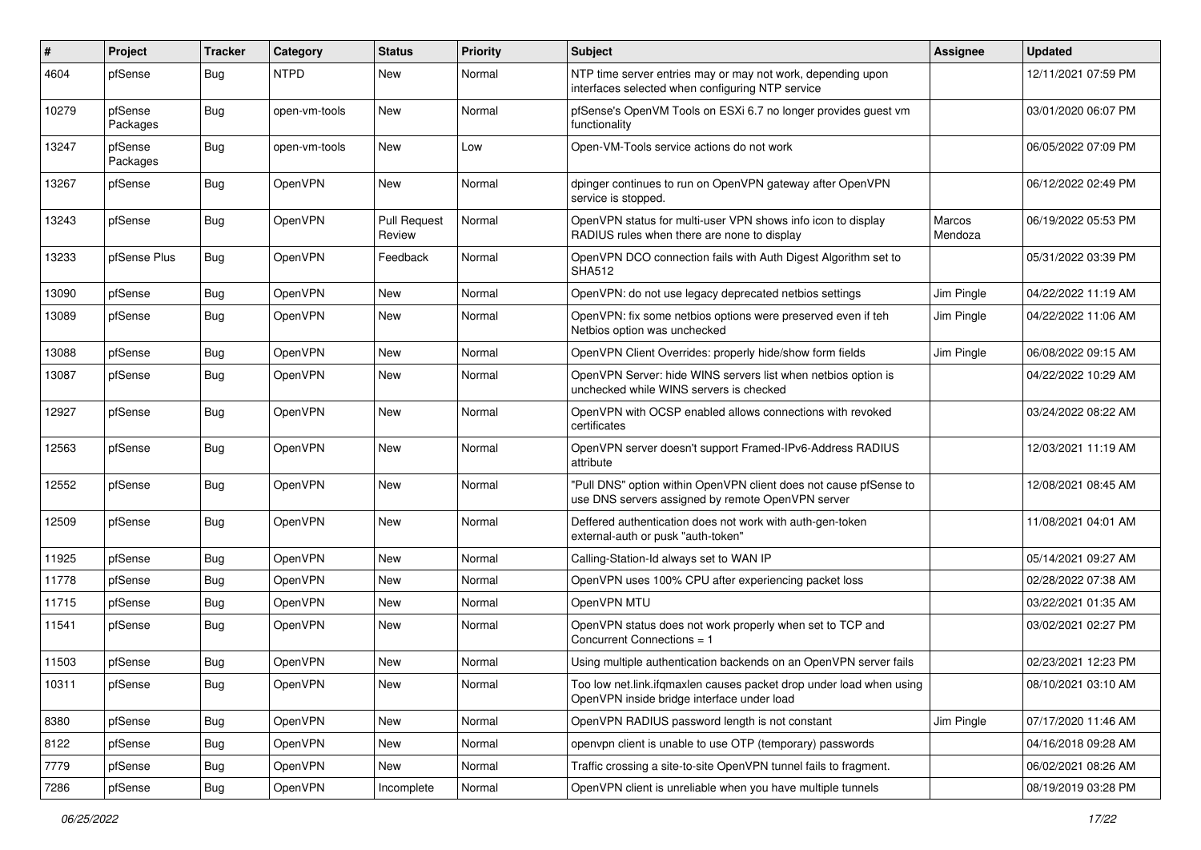| # | Project | Tracker | Category | Status | Priority | Subject | Assignee | Updated |
|---|---|---|---|---|---|---|---|---|
| 4604 | pfSense | Bug | NTPD | New | Normal | NTP time server entries may or may not work, depending upon interfaces selected when configuring NTP service | | 12/11/2021 07:59 PM |
| 10279 | pfSense Packages | Bug | open-vm-tools | New | Normal | pfSense's OpenVM Tools on ESXi 6.7 no longer provides guest vm functionality | | 03/01/2020 06:07 PM |
| 13247 | pfSense Packages | Bug | open-vm-tools | New | Low | Open-VM-Tools service actions do not work | | 06/05/2022 07:09 PM |
| 13267 | pfSense | Bug | OpenVPN | New | Normal | dpinger continues to run on OpenVPN gateway after OpenVPN service is stopped. | | 06/12/2022 02:49 PM |
| 13243 | pfSense | Bug | OpenVPN | Pull Request Review | Normal | OpenVPN status for multi-user VPN shows info icon to display RADIUS rules when there are none to display | Marcos Mendoza | 06/19/2022 05:53 PM |
| 13233 | pfSense Plus | Bug | OpenVPN | Feedback | Normal | OpenVPN DCO connection fails with Auth Digest Algorithm set to SHA512 | | 05/31/2022 03:39 PM |
| 13090 | pfSense | Bug | OpenVPN | New | Normal | OpenVPN: do not use legacy deprecated netbios settings | Jim Pingle | 04/22/2022 11:19 AM |
| 13089 | pfSense | Bug | OpenVPN | New | Normal | OpenVPN: fix some netbios options were preserved even if teh Netbios option was unchecked | Jim Pingle | 04/22/2022 11:06 AM |
| 13088 | pfSense | Bug | OpenVPN | New | Normal | OpenVPN Client Overrides: properly hide/show form fields | Jim Pingle | 06/08/2022 09:15 AM |
| 13087 | pfSense | Bug | OpenVPN | New | Normal | OpenVPN Server: hide WINS servers list when netbios option is unchecked while WINS servers is checked | | 04/22/2022 10:29 AM |
| 12927 | pfSense | Bug | OpenVPN | New | Normal | OpenVPN with OCSP enabled allows connections with revoked certificates | | 03/24/2022 08:22 AM |
| 12563 | pfSense | Bug | OpenVPN | New | Normal | OpenVPN server doesn't support Framed-IPv6-Address RADIUS attribute | | 12/03/2021 11:19 AM |
| 12552 | pfSense | Bug | OpenVPN | New | Normal | "Pull DNS" option within OpenVPN client does not cause pfSense to use DNS servers assigned by remote OpenVPN server | | 12/08/2021 08:45 AM |
| 12509 | pfSense | Bug | OpenVPN | New | Normal | Deffered authentication does not work with auth-gen-token external-auth or pusk "auth-token" | | 11/08/2021 04:01 AM |
| 11925 | pfSense | Bug | OpenVPN | New | Normal | Calling-Station-Id always set to WAN IP | | 05/14/2021 09:27 AM |
| 11778 | pfSense | Bug | OpenVPN | New | Normal | OpenVPN uses 100% CPU after experiencing packet loss | | 02/28/2022 07:38 AM |
| 11715 | pfSense | Bug | OpenVPN | New | Normal | OpenVPN MTU | | 03/22/2021 01:35 AM |
| 11541 | pfSense | Bug | OpenVPN | New | Normal | OpenVPN status does not work properly when set to TCP and Concurrent Connections = 1 | | 03/02/2021 02:27 PM |
| 11503 | pfSense | Bug | OpenVPN | New | Normal | Using multiple authentication backends on an OpenVPN server fails | | 02/23/2021 12:23 PM |
| 10311 | pfSense | Bug | OpenVPN | New | Normal | Too low net.link.ifqmaxlen causes packet drop under load when using OpenVPN inside bridge interface under load | | 08/10/2021 03:10 AM |
| 8380 | pfSense | Bug | OpenVPN | New | Normal | OpenVPN RADIUS password length is not constant | Jim Pingle | 07/17/2020 11:46 AM |
| 8122 | pfSense | Bug | OpenVPN | New | Normal | openvpn client is unable to use OTP (temporary) passwords | | 04/16/2018 09:28 AM |
| 7779 | pfSense | Bug | OpenVPN | New | Normal | Traffic crossing a site-to-site OpenVPN tunnel fails to fragment. | | 06/02/2021 08:26 AM |
| 7286 | pfSense | Bug | OpenVPN | Incomplete | Normal | OpenVPN client is unreliable when you have multiple tunnels | | 08/19/2019 03:28 PM |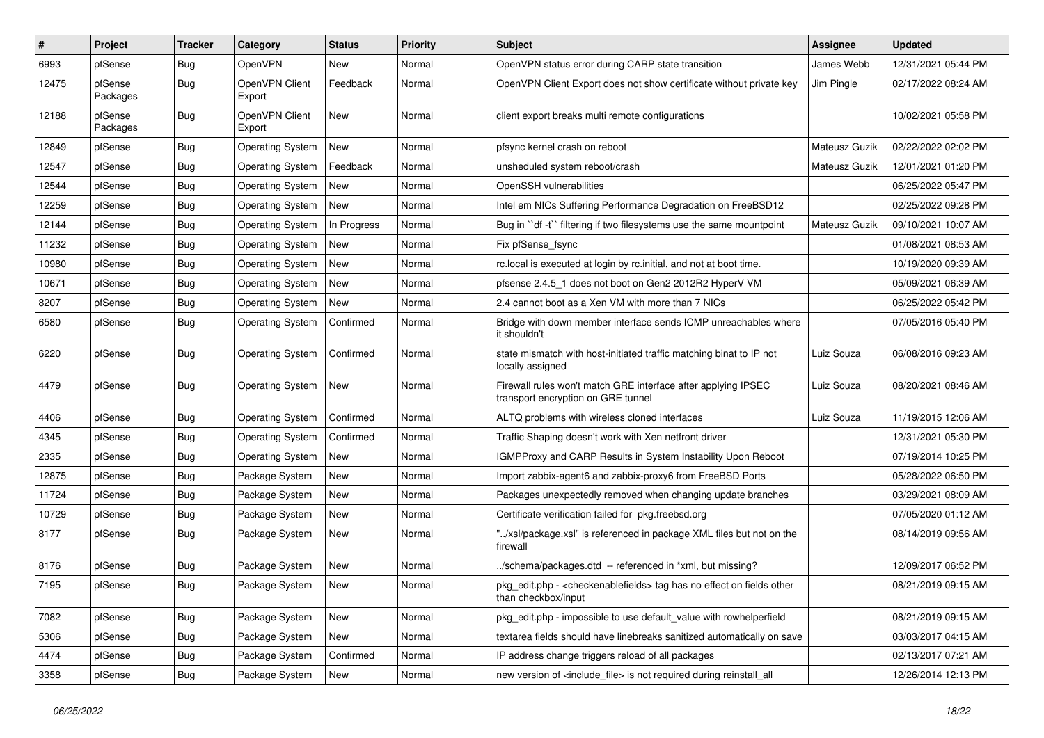| # | Project | Tracker | Category | Status | Priority | Subject | Assignee | Updated |
|---|---|---|---|---|---|---|---|---|
| 6993 | pfSense | Bug | OpenVPN | New | Normal | OpenVPN status error during CARP state transition | James Webb | 12/31/2021 05:44 PM |
| 12475 | pfSense Packages | Bug | OpenVPN Client Export | Feedback | Normal | OpenVPN Client Export does not show certificate without private key | Jim Pingle | 02/17/2022 08:24 AM |
| 12188 | pfSense Packages | Bug | OpenVPN Client Export | New | Normal | client export breaks multi remote configurations | | 10/02/2021 05:58 PM |
| 12849 | pfSense | Bug | Operating System | New | Normal | pfsync kernel crash on reboot | Mateusz Guzik | 02/22/2022 02:02 PM |
| 12547 | pfSense | Bug | Operating System | Feedback | Normal | unsheduled system reboot/crash | Mateusz Guzik | 12/01/2021 01:20 PM |
| 12544 | pfSense | Bug | Operating System | New | Normal | OpenSSH vulnerabilities | | 06/25/2022 05:47 PM |
| 12259 | pfSense | Bug | Operating System | New | Normal | Intel em NICs Suffering Performance Degradation on FreeBSD12 | | 02/25/2022 09:28 PM |
| 12144 | pfSense | Bug | Operating System | In Progress | Normal | Bug in ``df -t`` filtering if two filesystems use the same mountpoint | Mateusz Guzik | 09/10/2021 10:07 AM |
| 11232 | pfSense | Bug | Operating System | New | Normal | Fix pfSense_fsync | | 01/08/2021 08:53 AM |
| 10980 | pfSense | Bug | Operating System | New | Normal | rc.local is executed at login by rc.initial, and not at boot time. | | 10/19/2020 09:39 AM |
| 10671 | pfSense | Bug | Operating System | New | Normal | pfsense 2.4.5_1 does not boot on Gen2 2012R2 HyperV VM | | 05/09/2021 06:39 AM |
| 8207 | pfSense | Bug | Operating System | New | Normal | 2.4 cannot boot as a Xen VM with more than 7 NICs | | 06/25/2022 05:42 PM |
| 6580 | pfSense | Bug | Operating System | Confirmed | Normal | Bridge with down member interface sends ICMP unreachables where it shouldn't | | 07/05/2016 05:40 PM |
| 6220 | pfSense | Bug | Operating System | Confirmed | Normal | state mismatch with host-initiated traffic matching binat to IP not locally assigned | Luiz Souza | 06/08/2016 09:23 AM |
| 4479 | pfSense | Bug | Operating System | New | Normal | Firewall rules won't match GRE interface after applying IPSEC transport encryption on GRE tunnel | Luiz Souza | 08/20/2021 08:46 AM |
| 4406 | pfSense | Bug | Operating System | Confirmed | Normal | ALTQ problems with wireless cloned interfaces | Luiz Souza | 11/19/2015 12:06 AM |
| 4345 | pfSense | Bug | Operating System | Confirmed | Normal | Traffic Shaping doesn't work with Xen netfront driver | | 12/31/2021 05:30 PM |
| 2335 | pfSense | Bug | Operating System | New | Normal | IGMPProxy and CARP Results in System Instability Upon Reboot | | 07/19/2014 10:25 PM |
| 12875 | pfSense | Bug | Package System | New | Normal | Import zabbix-agent6 and zabbix-proxy6 from FreeBSD Ports | | 05/28/2022 06:50 PM |
| 11724 | pfSense | Bug | Package System | New | Normal | Packages unexpectedly removed when changing update branches | | 03/29/2021 08:09 AM |
| 10729 | pfSense | Bug | Package System | New | Normal | Certificate verification failed for pkg.freebsd.org | | 07/05/2020 01:12 AM |
| 8177 | pfSense | Bug | Package System | New | Normal | "../xsl/package.xsl" is referenced in package XML files but not on the firewall | | 08/14/2019 09:56 AM |
| 8176 | pfSense | Bug | Package System | New | Normal | ../schema/packages.dtd -- referenced in *xml, but missing? | | 12/09/2017 06:52 PM |
| 7195 | pfSense | Bug | Package System | New | Normal | pkg_edit.php - <checkenablefields> tag has no effect on fields other than checkbox/input | | 08/21/2019 09:15 AM |
| 7082 | pfSense | Bug | Package System | New | Normal | pkg_edit.php - impossible to use default_value with rowhelperfield | | 08/21/2019 09:15 AM |
| 5306 | pfSense | Bug | Package System | New | Normal | textarea fields should have linebreaks sanitized automatically on save | | 03/03/2017 04:15 AM |
| 4474 | pfSense | Bug | Package System | Confirmed | Normal | IP address change triggers reload of all packages | | 02/13/2017 07:21 AM |
| 3358 | pfSense | Bug | Package System | New | Normal | new version of <include_file> is not required during reinstall_all | | 12/26/2014 12:13 PM |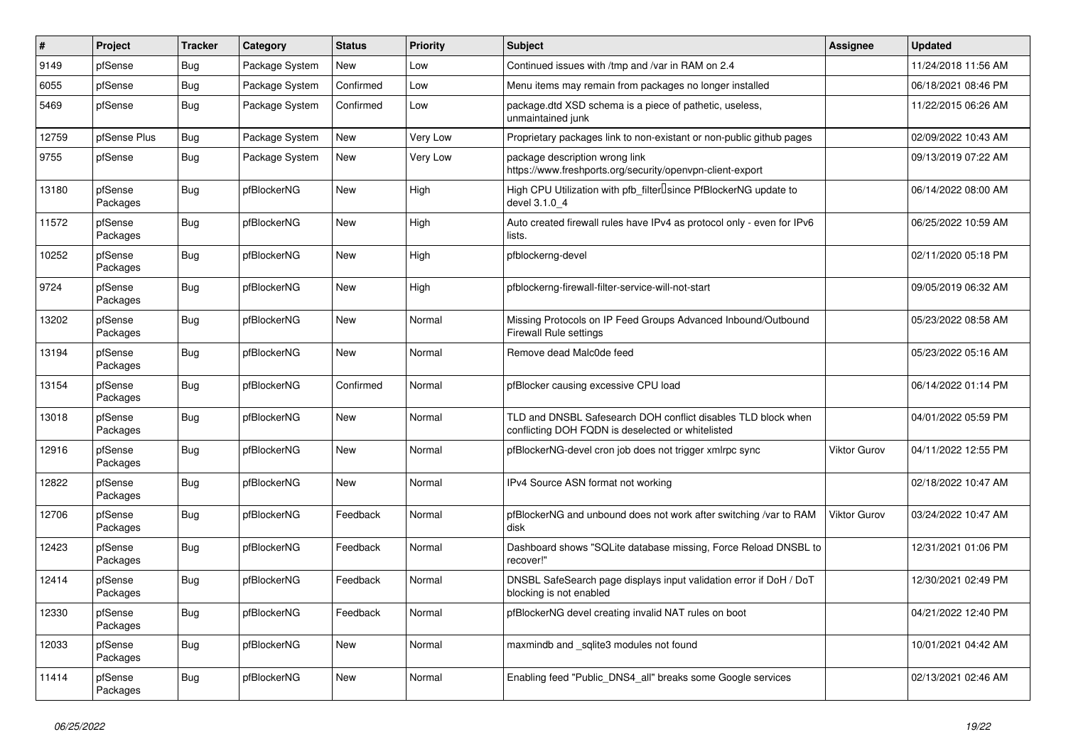| # | Project | Tracker | Category | Status | Priority | Subject | Assignee | Updated |
|---|---|---|---|---|---|---|---|---|
| 9149 | pfSense | Bug | Package System | New | Low | Continued issues with /tmp and /var in RAM on 2.4 | | 11/24/2018 11:56 AM |
| 6055 | pfSense | Bug | Package System | Confirmed | Low | Menu items may remain from packages no longer installed | | 06/18/2021 08:46 PM |
| 5469 | pfSense | Bug | Package System | Confirmed | Low | package.dtd XSD schema is a piece of pathetic, useless, unmaintained junk | | 11/22/2015 06:26 AM |
| 12759 | pfSense Plus | Bug | Package System | New | Very Low | Proprietary packages link to non-existant or non-public github pages | | 02/09/2022 10:43 AM |
| 9755 | pfSense | Bug | Package System | New | Very Low | package description wrong link https://www.freshports.org/security/openvpn-client-export | | 09/13/2019 07:22 AM |
| 13180 | pfSense Packages | Bug | pfBlockerNG | New | High | High CPU Utilization with pfb_filter since PfBlockerNG update to devel 3.1.0_4 | | 06/14/2022 08:00 AM |
| 11572 | pfSense Packages | Bug | pfBlockerNG | New | High | Auto created firewall rules have IPv4 as protocol only - even for IPv6 lists. | | 06/25/2022 10:59 AM |
| 10252 | pfSense Packages | Bug | pfBlockerNG | New | High | pfblockerng-devel | | 02/11/2020 05:18 PM |
| 9724 | pfSense Packages | Bug | pfBlockerNG | New | High | pfblockerng-firewall-filter-service-will-not-start | | 09/05/2019 06:32 AM |
| 13202 | pfSense Packages | Bug | pfBlockerNG | New | Normal | Missing Protocols on IP Feed Groups Advanced Inbound/Outbound Firewall Rule settings | | 05/23/2022 08:58 AM |
| 13194 | pfSense Packages | Bug | pfBlockerNG | New | Normal | Remove dead Malc0de feed | | 05/23/2022 05:16 AM |
| 13154 | pfSense Packages | Bug | pfBlockerNG | Confirmed | Normal | pfBlocker causing excessive CPU load | | 06/14/2022 01:14 PM |
| 13018 | pfSense Packages | Bug | pfBlockerNG | New | Normal | TLD and DNSBL Safesearch DOH conflict disables TLD block when conflicting DOH FQDN is deselected or whitelisted | | 04/01/2022 05:59 PM |
| 12916 | pfSense Packages | Bug | pfBlockerNG | New | Normal | pfBlockerNG-devel cron job does not trigger xmlrpc sync | Viktor Gurov | 04/11/2022 12:55 PM |
| 12822 | pfSense Packages | Bug | pfBlockerNG | New | Normal | IPv4 Source ASN format not working | | 02/18/2022 10:47 AM |
| 12706 | pfSense Packages | Bug | pfBlockerNG | Feedback | Normal | pfBlockerNG and unbound does not work after switching /var to RAM disk | Viktor Gurov | 03/24/2022 10:47 AM |
| 12423 | pfSense Packages | Bug | pfBlockerNG | Feedback | Normal | Dashboard shows "SQLite database missing, Force Reload DNSBL to recover!" | | 12/31/2021 01:06 PM |
| 12414 | pfSense Packages | Bug | pfBlockerNG | Feedback | Normal | DNSBL SafeSearch page displays input validation error if DoH / DoT blocking is not enabled | | 12/30/2021 02:49 PM |
| 12330 | pfSense Packages | Bug | pfBlockerNG | Feedback | Normal | pfBlockerNG devel creating invalid NAT rules on boot | | 04/21/2022 12:40 PM |
| 12033 | pfSense Packages | Bug | pfBlockerNG | New | Normal | maxmindb and _sqlite3 modules not found | | 10/01/2021 04:42 AM |
| 11414 | pfSense Packages | Bug | pfBlockerNG | New | Normal | Enabling feed "Public_DNS4_all" breaks some Google services | | 02/13/2021 02:46 AM |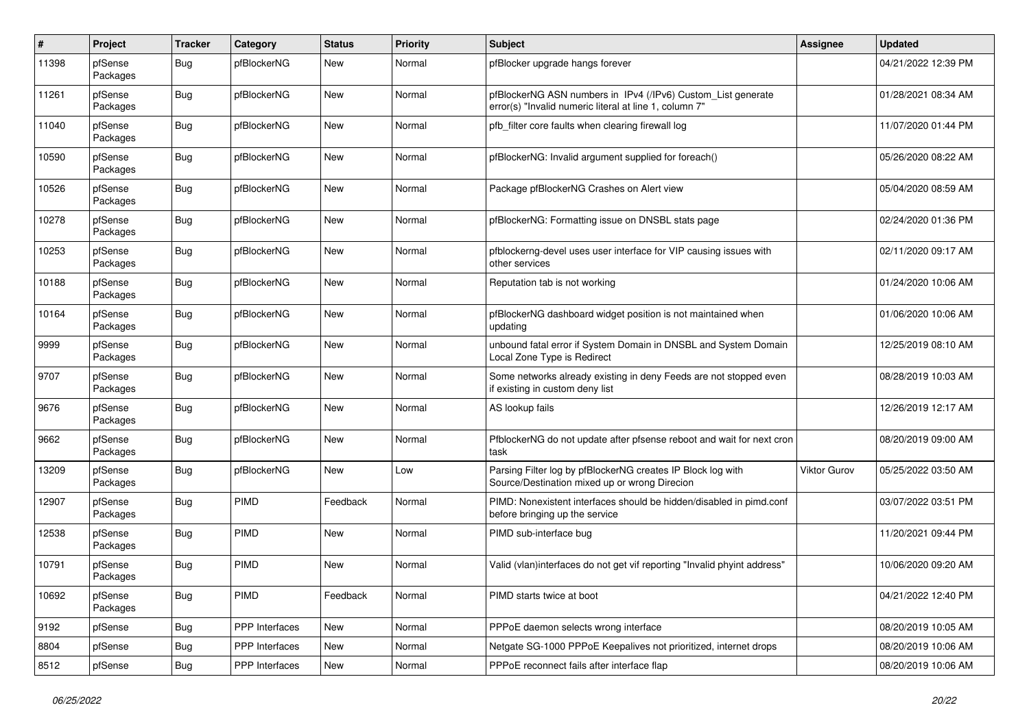| # | Project | Tracker | Category | Status | Priority | Subject | Assignee | Updated |
|---|---|---|---|---|---|---|---|---|
| 11398 | pfSense Packages | Bug | pfBlockerNG | New | Normal | pfBlocker upgrade hangs forever | | 04/21/2022 12:39 PM |
| 11261 | pfSense Packages | Bug | pfBlockerNG | New | Normal | pfBlockerNG ASN numbers in IPv4 (/IPv6) Custom_List generate error(s) "Invalid numeric literal at line 1, column 7" | | 01/28/2021 08:34 AM |
| 11040 | pfSense Packages | Bug | pfBlockerNG | New | Normal | pfb_filter core faults when clearing firewall log | | 11/07/2020 01:44 PM |
| 10590 | pfSense Packages | Bug | pfBlockerNG | New | Normal | pfBlockerNG: Invalid argument supplied for foreach() | | 05/26/2020 08:22 AM |
| 10526 | pfSense Packages | Bug | pfBlockerNG | New | Normal | Package pfBlockerNG Crashes on Alert view | | 05/04/2020 08:59 AM |
| 10278 | pfSense Packages | Bug | pfBlockerNG | New | Normal | pfBlockerNG: Formatting issue on DNSBL stats page | | 02/24/2020 01:36 PM |
| 10253 | pfSense Packages | Bug | pfBlockerNG | New | Normal | pfblockerng-devel uses user interface for VIP causing issues with other services | | 02/11/2020 09:17 AM |
| 10188 | pfSense Packages | Bug | pfBlockerNG | New | Normal | Reputation tab is not working | | 01/24/2020 10:06 AM |
| 10164 | pfSense Packages | Bug | pfBlockerNG | New | Normal | pfBlockerNG dashboard widget position is not maintained when updating | | 01/06/2020 10:06 AM |
| 9999 | pfSense Packages | Bug | pfBlockerNG | New | Normal | unbound fatal error if System Domain in DNSBL and System Domain Local Zone Type is Redirect | | 12/25/2019 08:10 AM |
| 9707 | pfSense Packages | Bug | pfBlockerNG | New | Normal | Some networks already existing in deny Feeds are not stopped even if existing in custom deny list | | 08/28/2019 10:03 AM |
| 9676 | pfSense Packages | Bug | pfBlockerNG | New | Normal | AS lookup fails | | 12/26/2019 12:17 AM |
| 9662 | pfSense Packages | Bug | pfBlockerNG | New | Normal | PfblockerNG do not update after pfsense reboot and wait for next cron task | | 08/20/2019 09:00 AM |
| 13209 | pfSense Packages | Bug | pfBlockerNG | New | Low | Parsing Filter log by pfBlockerNG creates IP Block log with Source/Destination mixed up or wrong Direcion | Viktor Gurov | 05/25/2022 03:50 AM |
| 12907 | pfSense Packages | Bug | PIMD | Feedback | Normal | PIMD: Nonexistent interfaces should be hidden/disabled in pimd.conf before bringing up the service | | 03/07/2022 03:51 PM |
| 12538 | pfSense Packages | Bug | PIMD | New | Normal | PIMD sub-interface bug | | 11/20/2021 09:44 PM |
| 10791 | pfSense Packages | Bug | PIMD | New | Normal | Valid (vlan)interfaces do not get vif reporting "Invalid phyint address" | | 10/06/2020 09:20 AM |
| 10692 | pfSense Packages | Bug | PIMD | Feedback | Normal | PIMD starts twice at boot | | 04/21/2022 12:40 PM |
| 9192 | pfSense | Bug | PPP Interfaces | New | Normal | PPPoE daemon selects wrong interface | | 08/20/2019 10:05 AM |
| 8804 | pfSense | Bug | PPP Interfaces | New | Normal | Netgate SG-1000 PPPoE Keepalives not prioritized, internet drops | | 08/20/2019 10:06 AM |
| 8512 | pfSense | Bug | PPP Interfaces | New | Normal | PPPoE reconnect fails after interface flap | | 08/20/2019 10:06 AM |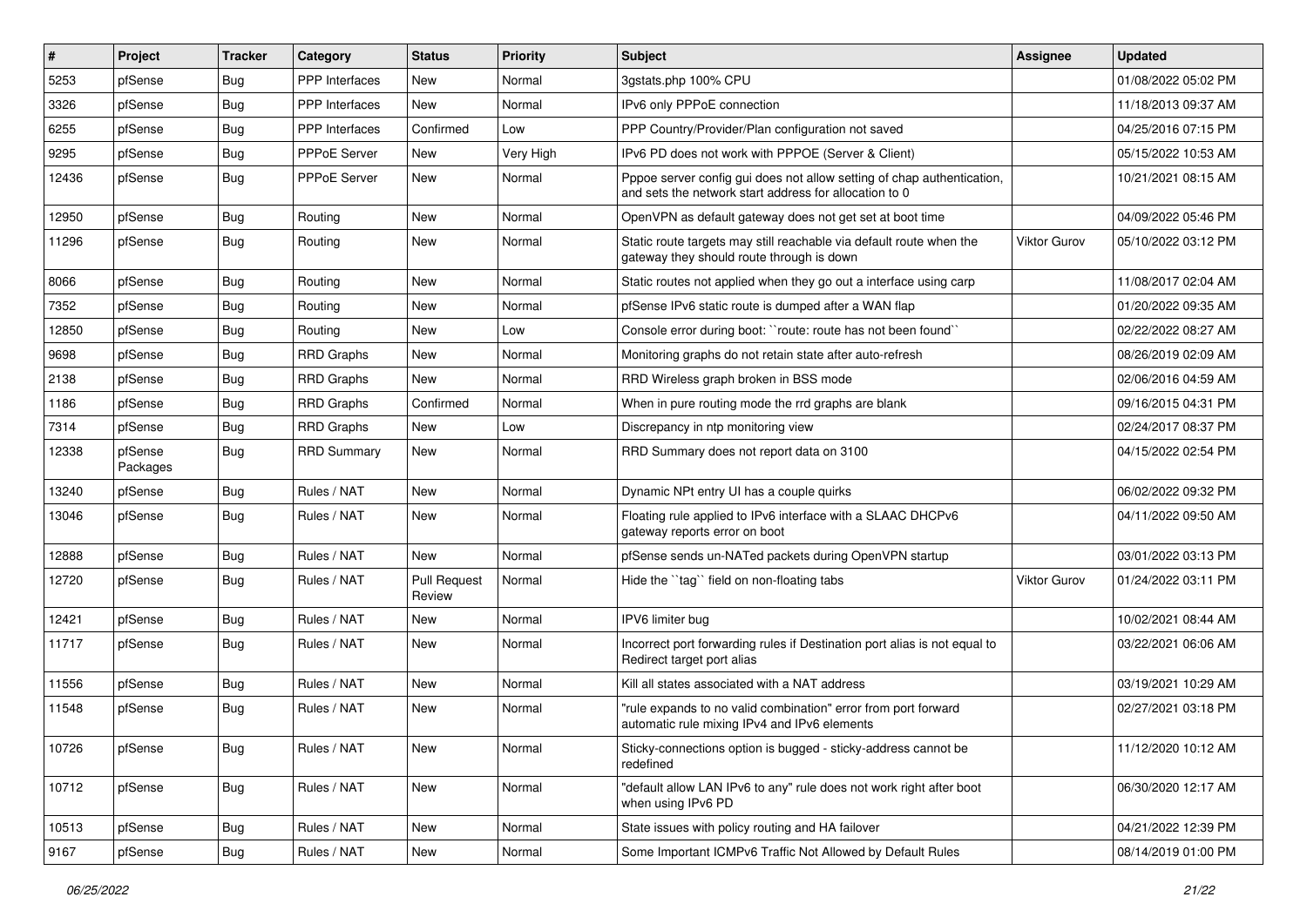| # | Project | Tracker | Category | Status | Priority | Subject | Assignee | Updated |
|---|---|---|---|---|---|---|---|---|
| 5253 | pfSense | Bug | PPP Interfaces | New | Normal | 3gstats.php 100% CPU | | 01/08/2022 05:02 PM |
| 3326 | pfSense | Bug | PPP Interfaces | New | Normal | IPv6 only PPPoE connection | | 11/18/2013 09:37 AM |
| 6255 | pfSense | Bug | PPP Interfaces | Confirmed | Low | PPP Country/Provider/Plan configuration not saved | | 04/25/2016 07:15 PM |
| 9295 | pfSense | Bug | PPPoE Server | New | Very High | IPv6 PD does not work with PPPOE (Server & Client) | | 05/15/2022 10:53 AM |
| 12436 | pfSense | Bug | PPPoE Server | New | Normal | Pppoe server config gui does not allow setting of chap authentication, and sets the network start address for allocation to 0 | | 10/21/2021 08:15 AM |
| 12950 | pfSense | Bug | Routing | New | Normal | OpenVPN as default gateway does not get set at boot time | | 04/09/2022 05:46 PM |
| 11296 | pfSense | Bug | Routing | New | Normal | Static route targets may still reachable via default route when the gateway they should route through is down | Viktor Gurov | 05/10/2022 03:12 PM |
| 8066 | pfSense | Bug | Routing | New | Normal | Static routes not applied when they go out a interface using carp | | 11/08/2017 02:04 AM |
| 7352 | pfSense | Bug | Routing | New | Normal | pfSense IPv6 static route is dumped after a WAN flap | | 01/20/2022 09:35 AM |
| 12850 | pfSense | Bug | Routing | New | Low | Console error during boot: ``route: route has not been found`` | | 02/22/2022 08:27 AM |
| 9698 | pfSense | Bug | RRD Graphs | New | Normal | Monitoring graphs do not retain state after auto-refresh | | 08/26/2019 02:09 AM |
| 2138 | pfSense | Bug | RRD Graphs | New | Normal | RRD Wireless graph broken in BSS mode | | 02/06/2016 04:59 AM |
| 1186 | pfSense | Bug | RRD Graphs | Confirmed | Normal | When in pure routing mode the rrd graphs are blank | | 09/16/2015 04:31 PM |
| 7314 | pfSense | Bug | RRD Graphs | New | Low | Discrepancy in ntp monitoring view | | 02/24/2017 08:37 PM |
| 12338 | pfSense Packages | Bug | RRD Summary | New | Normal | RRD Summary does not report data on 3100 | | 04/15/2022 02:54 PM |
| 13240 | pfSense | Bug | Rules / NAT | New | Normal | Dynamic NPt entry UI has a couple quirks | | 06/02/2022 09:32 PM |
| 13046 | pfSense | Bug | Rules / NAT | New | Normal | Floating rule applied to IPv6 interface with a SLAAC DHCPv6 gateway reports error on boot | | 04/11/2022 09:50 AM |
| 12888 | pfSense | Bug | Rules / NAT | New | Normal | pfSense sends un-NATed packets during OpenVPN startup | | 03/01/2022 03:13 PM |
| 12720 | pfSense | Bug | Rules / NAT | Pull Request Review | Normal | Hide the ``tag`` field on non-floating tabs | Viktor Gurov | 01/24/2022 03:11 PM |
| 12421 | pfSense | Bug | Rules / NAT | New | Normal | IPV6 limiter bug | | 10/02/2021 08:44 AM |
| 11717 | pfSense | Bug | Rules / NAT | New | Normal | Incorrect port forwarding rules if Destination port alias is not equal to Redirect target port alias | | 03/22/2021 06:06 AM |
| 11556 | pfSense | Bug | Rules / NAT | New | Normal | Kill all states associated with a NAT address | | 03/19/2021 10:29 AM |
| 11548 | pfSense | Bug | Rules / NAT | New | Normal | "rule expands to no valid combination" error from port forward automatic rule mixing IPv4 and IPv6 elements | | 02/27/2021 03:18 PM |
| 10726 | pfSense | Bug | Rules / NAT | New | Normal | Sticky-connections option is bugged - sticky-address cannot be redefined | | 11/12/2020 10:12 AM |
| 10712 | pfSense | Bug | Rules / NAT | New | Normal | "default allow LAN IPv6 to any" rule does not work right after boot when using IPv6 PD | | 06/30/2020 12:17 AM |
| 10513 | pfSense | Bug | Rules / NAT | New | Normal | State issues with policy routing and HA failover | | 04/21/2022 12:39 PM |
| 9167 | pfSense | Bug | Rules / NAT | New | Normal | Some Important ICMPv6 Traffic Not Allowed by Default Rules | | 08/14/2019 01:00 PM |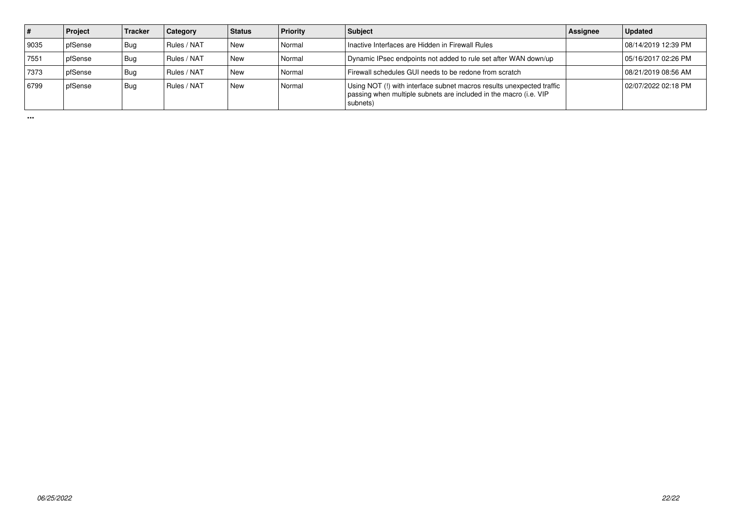| # | Project | Tracker | Category | Status | Priority | Subject | Assignee | Updated |
|---|---|---|---|---|---|---|---|---|
| 9035 | pfSense | Bug | Rules / NAT | New | Normal | Inactive Interfaces are Hidden in Firewall Rules | | 08/14/2019 12:39 PM |
| 7551 | pfSense | Bug | Rules / NAT | New | Normal | Dynamic IPsec endpoints not added to rule set after WAN down/up | | 05/16/2017 02:26 PM |
| 7373 | pfSense | Bug | Rules / NAT | New | Normal | Firewall schedules GUI needs to be redone from scratch | | 08/21/2019 08:56 AM |
| 6799 | pfSense | Bug | Rules / NAT | New | Normal | Using NOT (!) with interface subnet macros results unexpected traffic passing when multiple subnets are included in the macro (i.e. VIP subnets) | | 02/07/2022 02:18 PM |

...